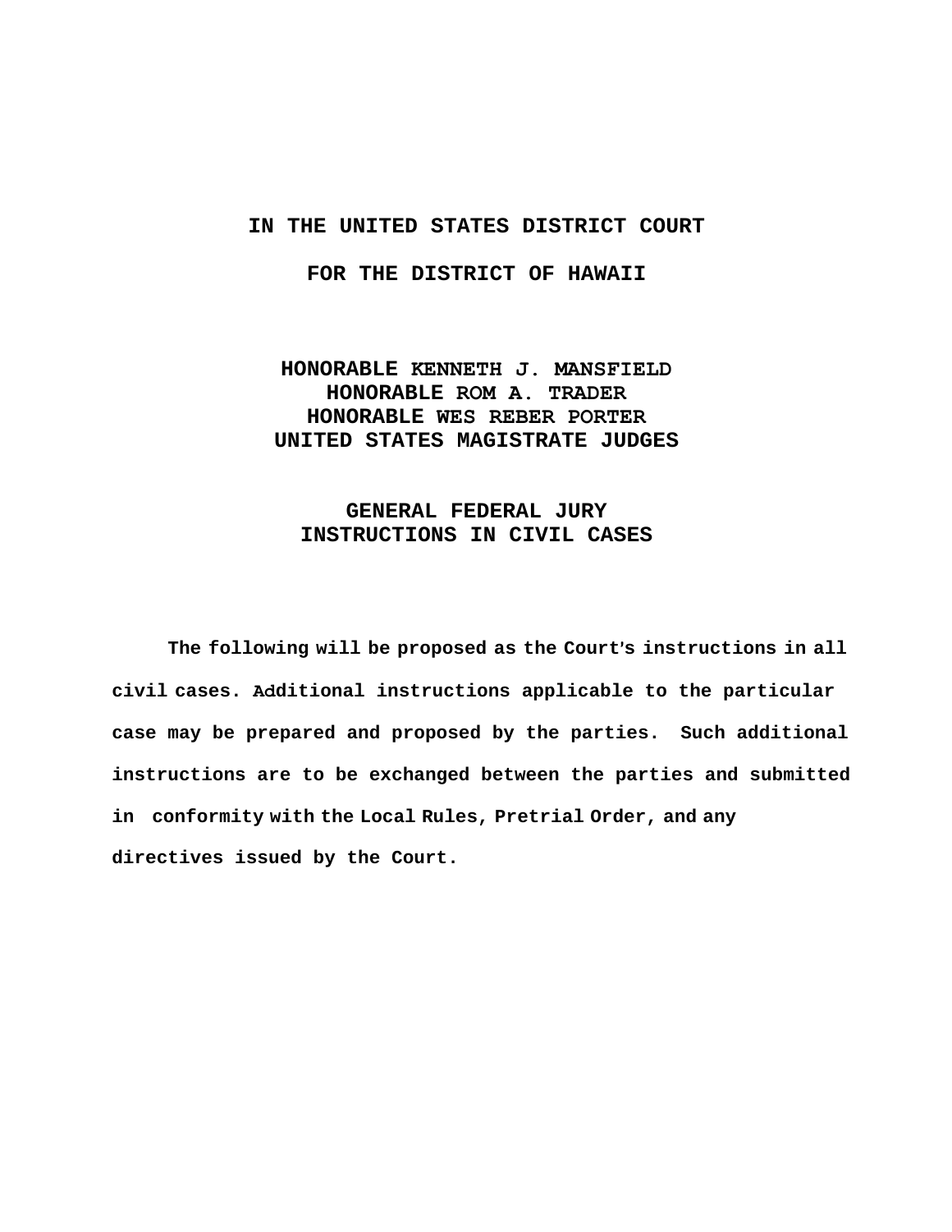**IN THE UNITED STATES DISTRICT COURT**

**FOR THE DISTRICT OF HAWAII**

**HONORABLE KENNETH J. MANSFIELD**
**HONORABLE ROM A. TRADER**
**HONORABLE WES REBER PORTER**
**UNITED STATES MAGISTRATE JUDGES**

# GENERAL FEDERAL JURY INSTRUCTIONS IN CIVIL CASES

**The following will be proposed as the Court's instructions in all civil cases. Additional instructions applicable to the particular case may be prepared and proposed by the parties. Such additional instructions are to be exchanged between the parties and submitted in conformity with the Local Rules, Pretrial Order, and any directives issued by the Court.**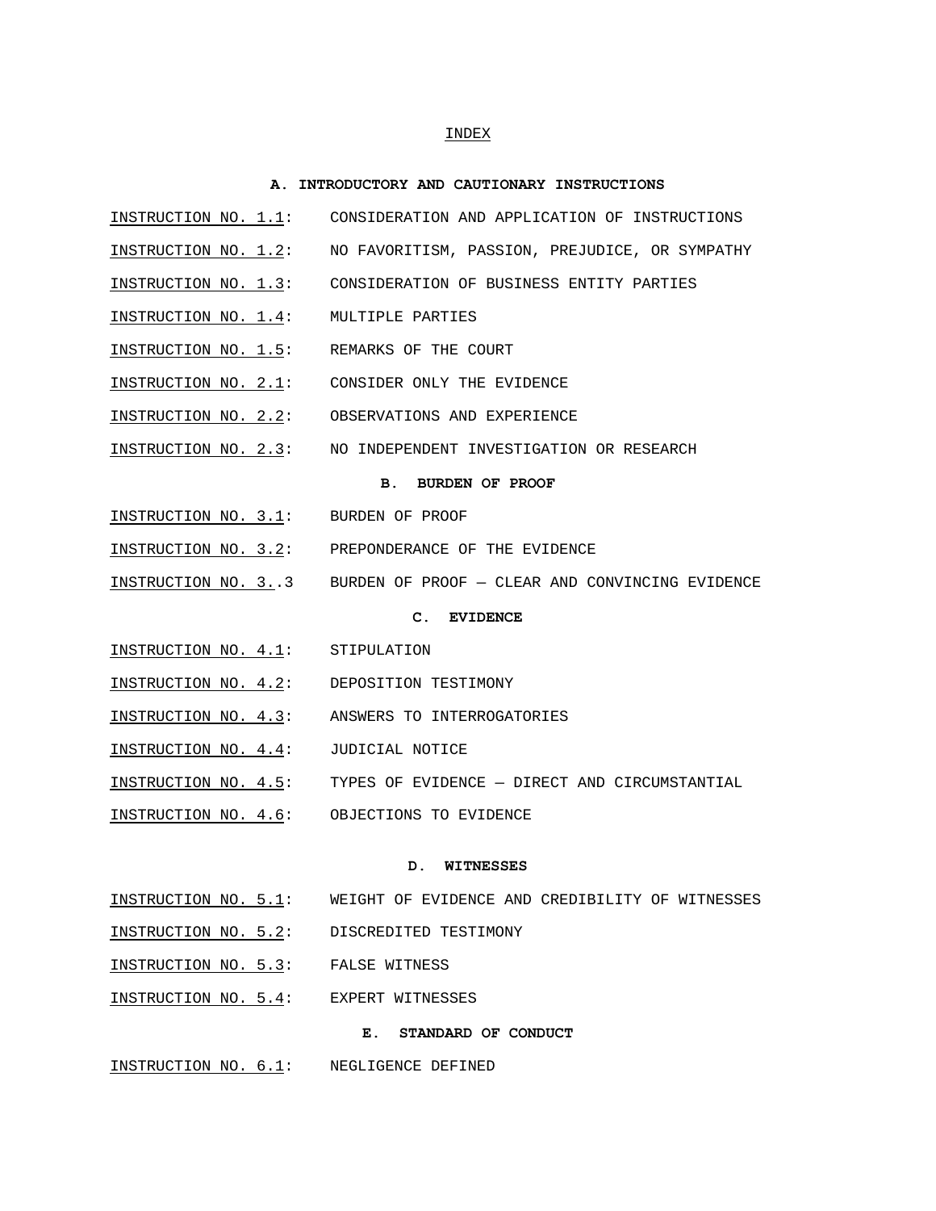INDEX

**A. INTRODUCTORY AND CAUTIONARY INSTRUCTIONS**

INSTRUCTION NO. 1.1: CONSIDERATION AND APPLICATION OF INSTRUCTIONS

INSTRUCTION NO. 1.2: NO FAVORITISM, PASSION, PREJUDICE, OR SYMPATHY

INSTRUCTION NO. 1.3: CONSIDERATION OF BUSINESS ENTITY PARTIES

INSTRUCTION NO. 1.4: MULTIPLE PARTIES

INSTRUCTION NO. 1.5: REMARKS OF THE COURT

INSTRUCTION NO. 2.1: CONSIDER ONLY THE EVIDENCE

INSTRUCTION NO. 2.2: OBSERVATIONS AND EXPERIENCE

INSTRUCTION NO. 2.3: NO INDEPENDENT INVESTIGATION OR RESEARCH

**B. BURDEN OF PROOF**

INSTRUCTION NO. 3.1: BURDEN OF PROOF

INSTRUCTION NO. 3.2: PREPONDERANCE OF THE EVIDENCE

INSTRUCTION NO. 3..3 BURDEN OF PROOF – CLEAR AND CONVINCING EVIDENCE

**C. EVIDENCE**

INSTRUCTION NO. 4.1: STIPULATION

INSTRUCTION NO. 4.2: DEPOSITION TESTIMONY

INSTRUCTION NO. 4.3: ANSWERS TO INTERROGATORIES

INSTRUCTION NO. 4.4: JUDICIAL NOTICE

INSTRUCTION NO. 4.5: TYPES OF EVIDENCE – DIRECT AND CIRCUMSTANTIAL

INSTRUCTION NO. 4.6: OBJECTIONS TO EVIDENCE

**D. WITNESSES**

INSTRUCTION NO. 5.1: WEIGHT OF EVIDENCE AND CREDIBILITY OF WITNESSES

INSTRUCTION NO. 5.2: DISCREDITED TESTIMONY

INSTRUCTION NO. 5.3: FALSE WITNESS

INSTRUCTION NO. 5.4: EXPERT WITNESSES

**E. STANDARD OF CONDUCT**

INSTRUCTION NO. 6.1: NEGLIGENCE DEFINED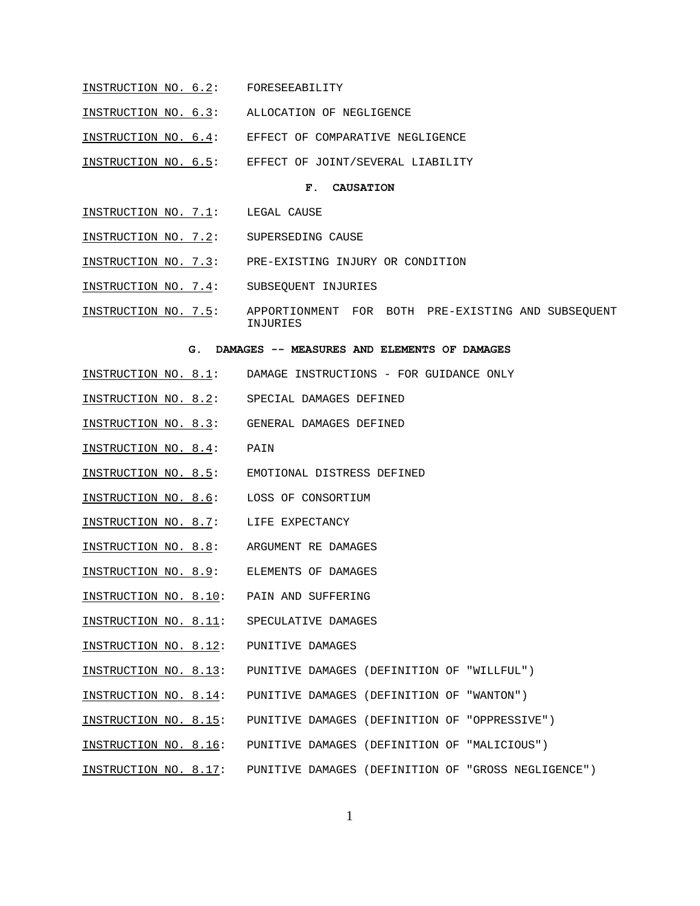INSTRUCTION NO. 6.2: FORESEEABILITY

INSTRUCTION NO. 6.3: ALLOCATION OF NEGLIGENCE

INSTRUCTION NO. 6.4: EFFECT OF COMPARATIVE NEGLIGENCE

INSTRUCTION NO. 6.5: EFFECT OF JOINT/SEVERAL LIABILITY

**F. CAUSATION**

INSTRUCTION NO. 7.1: LEGAL CAUSE

INSTRUCTION NO. 7.2: SUPERSEDING CAUSE

INSTRUCTION NO. 7.3: PRE-EXISTING INJURY OR CONDITION

INSTRUCTION NO. 7.4: SUBSEQUENT INJURIES

INSTRUCTION NO. 7.5: APPORTIONMENT FOR BOTH PRE-EXISTING AND SUBSEQUENT INJURIES

**G. DAMAGES -- MEASURES AND ELEMENTS OF DAMAGES**

INSTRUCTION NO. 8.1: DAMAGE INSTRUCTIONS - FOR GUIDANCE ONLY

INSTRUCTION NO. 8.2: SPECIAL DAMAGES DEFINED

INSTRUCTION NO. 8.3: GENERAL DAMAGES DEFINED

INSTRUCTION NO. 8.4: PAIN

INSTRUCTION NO. 8.5: EMOTIONAL DISTRESS DEFINED

INSTRUCTION NO. 8.6: LOSS OF CONSORTIUM

INSTRUCTION NO. 8.7: LIFE EXPECTANCY

INSTRUCTION NO. 8.8: ARGUMENT RE DAMAGES

INSTRUCTION NO. 8.9: ELEMENTS OF DAMAGES

INSTRUCTION NO. 8.10: PAIN AND SUFFERING

INSTRUCTION NO. 8.11: SPECULATIVE DAMAGES

INSTRUCTION NO. 8.12: PUNITIVE DAMAGES

INSTRUCTION NO. 8.13: PUNITIVE DAMAGES (DEFINITION OF "WILLFUL")

INSTRUCTION NO. 8.14: PUNITIVE DAMAGES (DEFINITION OF "WANTON")

INSTRUCTION NO. 8.15: PUNITIVE DAMAGES (DEFINITION OF "OPPRESSIVE")

INSTRUCTION NO. 8.16: PUNITIVE DAMAGES (DEFINITION OF "MALICIOUS")

INSTRUCTION NO. 8.17: PUNITIVE DAMAGES (DEFINITION OF "GROSS NEGLIGENCE")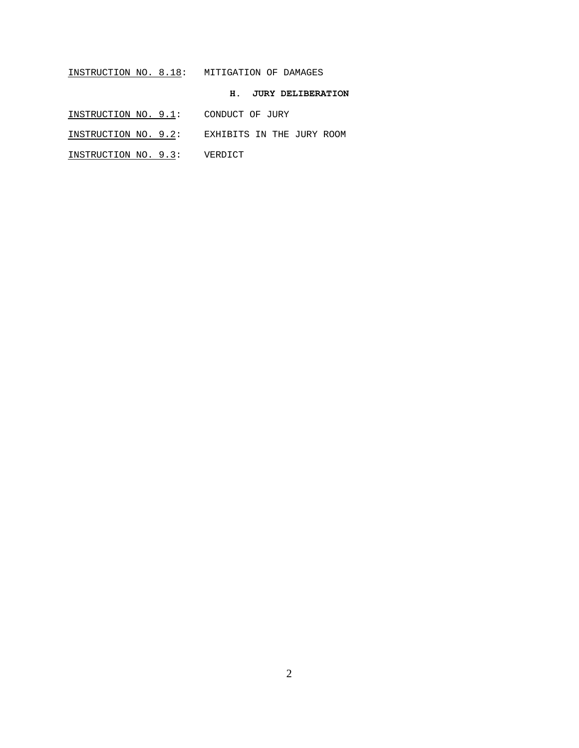INSTRUCTION NO. 8.18: MITIGATION OF DAMAGES

**H. JURY DELIBERATION**

INSTRUCTION NO. 9.1: CONDUCT OF JURY

INSTRUCTION NO. 9.2: EXHIBITS IN THE JURY ROOM

INSTRUCTION NO. 9.3: VERDICT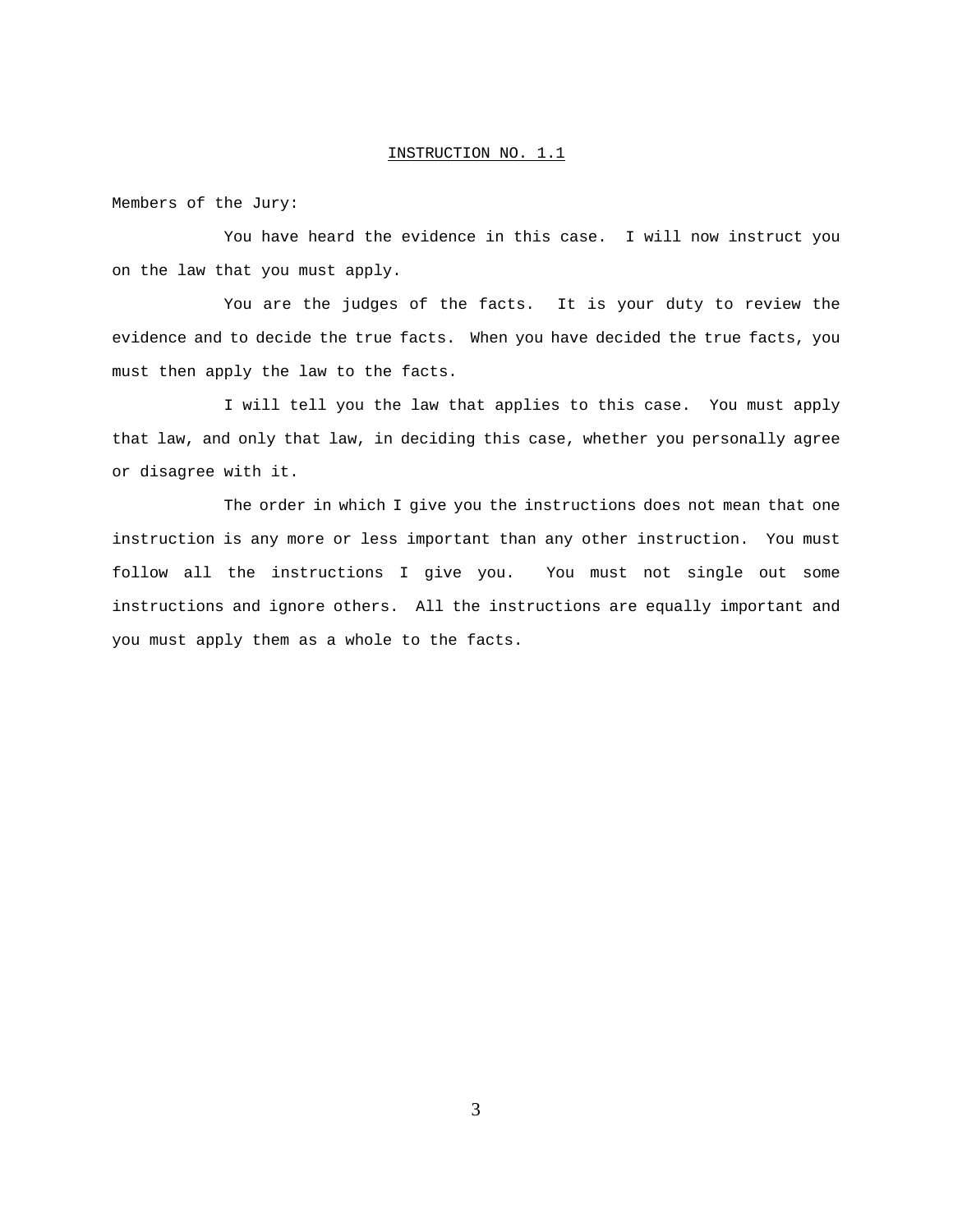## INSTRUCTION NO. 1.1

Members of the Jury:

You have heard the evidence in this case. I will now instruct you on the law that you must apply.

You are the judges of the facts. It is your duty to review the evidence and to decide the true facts. When you have decided the true facts, you must then apply the law to the facts.

I will tell you the law that applies to this case. You must apply that law, and only that law, in deciding this case, whether you personally agree or disagree with it.

The order in which I give you the instructions does not mean that one instruction is any more or less important than any other instruction. You must follow all the instructions I give you. You must not single out some instructions and ignore others. All the instructions are equally important and you must apply them as a whole to the facts.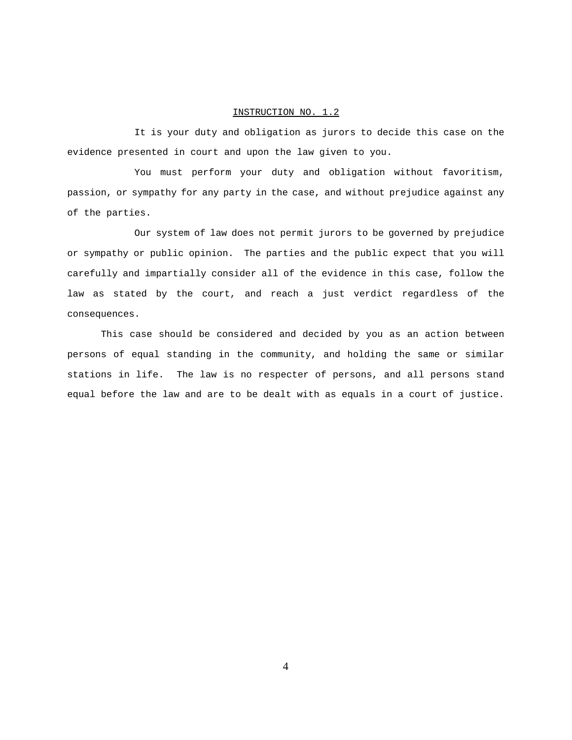INSTRUCTION NO. 1.2

It is your duty and obligation as jurors to decide this case on the evidence presented in court and upon the law given to you.

You must perform your duty and obligation without favoritism, passion, or sympathy for any party in the case, and without prejudice against any of the parties.

Our system of law does not permit jurors to be governed by prejudice or sympathy or public opinion. The parties and the public expect that you will carefully and impartially consider all of the evidence in this case, follow the law as stated by the court, and reach a just verdict regardless of the consequences.

This case should be considered and decided by you as an action between persons of equal standing in the community, and holding the same or similar stations in life. The law is no respecter of persons, and all persons stand equal before the law and are to be dealt with as equals in a court of justice.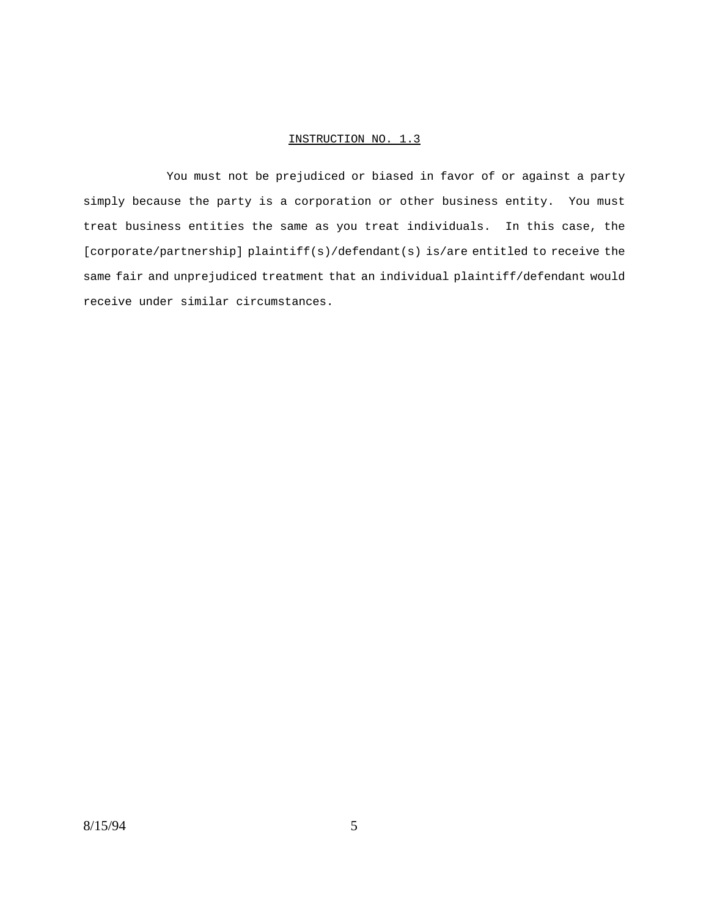<u>INSTRUCTION NO. 1.3</u>

You must not be prejudiced or biased in favor of or against a party simply because the party is a corporation or other business entity. You must treat business entities the same as you treat individuals. In this case, the [corporate/partnership] plaintiff(s)/defendant(s) is/are entitled to receive the same fair and unprejudiced treatment that an individual plaintiff/defendant would receive under similar circumstances.

8/15/94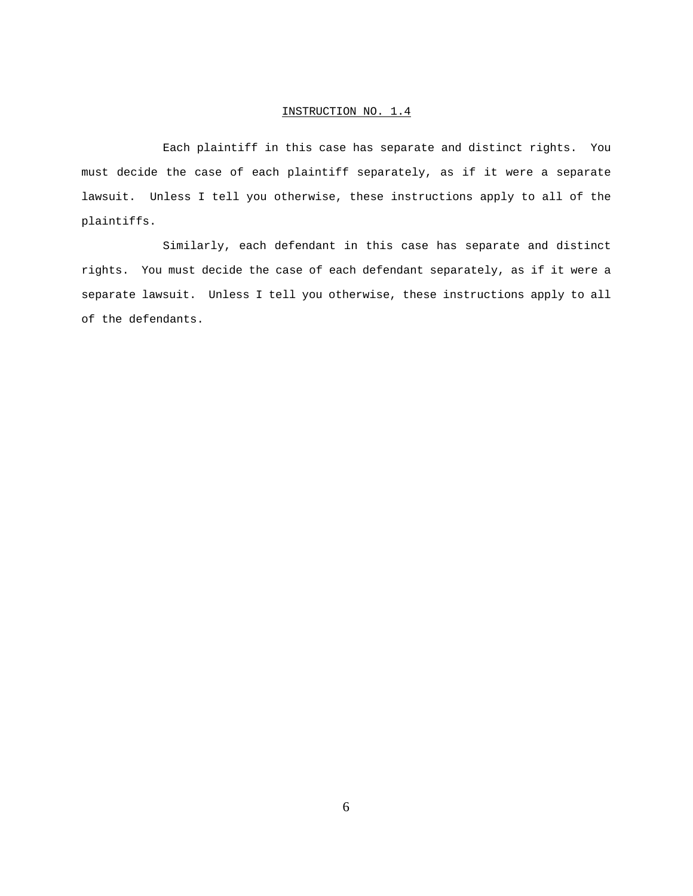## INSTRUCTION NO. 1.4

Each plaintiff in this case has separate and distinct rights. You must decide the case of each plaintiff separately, as if it were a separate lawsuit. Unless I tell you otherwise, these instructions apply to all of the plaintiffs.

Similarly, each defendant in this case has separate and distinct rights. You must decide the case of each defendant separately, as if it were a separate lawsuit. Unless I tell you otherwise, these instructions apply to all of the defendants.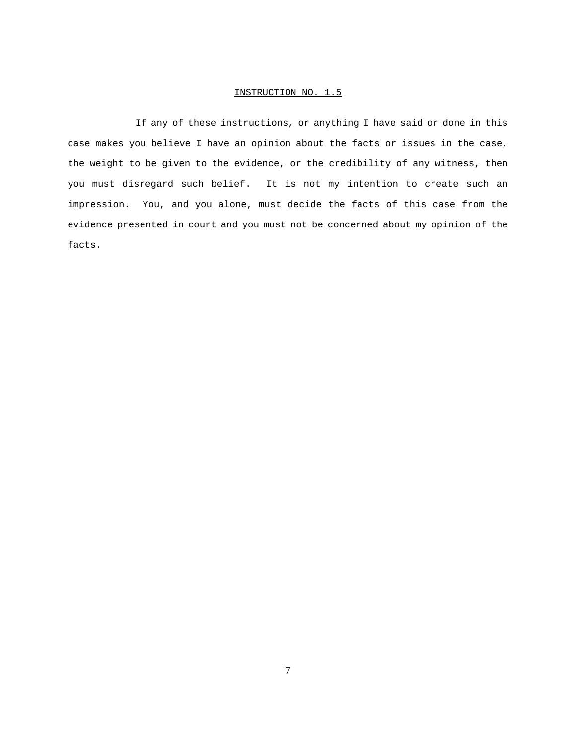INSTRUCTION NO. 1.5

If any of these instructions, or anything I have said or done in this case makes you believe I have an opinion about the facts or issues in the case, the weight to be given to the evidence, or the credibility of any witness, then you must disregard such belief. It is not my intention to create such an impression. You, and you alone, must decide the facts of this case from the evidence presented in court and you must not be concerned about my opinion of the facts.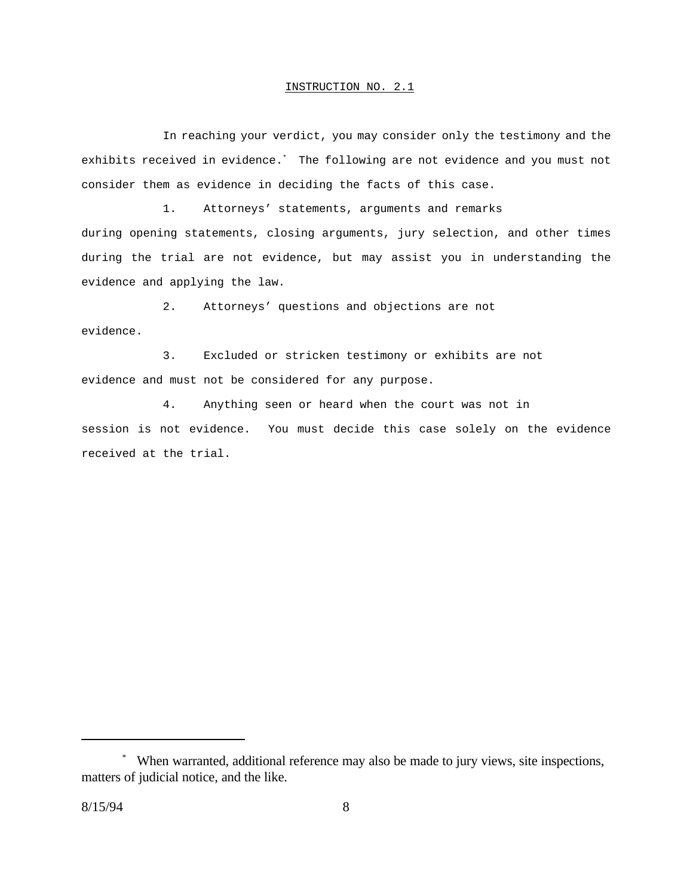## INSTRUCTION NO. 2.1

In reaching your verdict, you may consider only the testimony and the exhibits received in evidence.[*] The following are not evidence and you must not consider them as evidence in deciding the facts of this case.

1. Attorneys' statements, arguments and remarks during opening statements, closing arguments, jury selection, and other times during the trial are not evidence, but may assist you in understanding the evidence and applying the law.

2. Attorneys' questions and objections are not evidence.

3. Excluded or stricken testimony or exhibits are not evidence and must not be considered for any purpose.

4. Anything seen or heard when the court was not in session is not evidence. You must decide this case solely on the evidence received at the trial.

---

[*] When warranted, additional reference may also be made to jury views, site inspections, matters of judicial notice, and the like.

8/15/94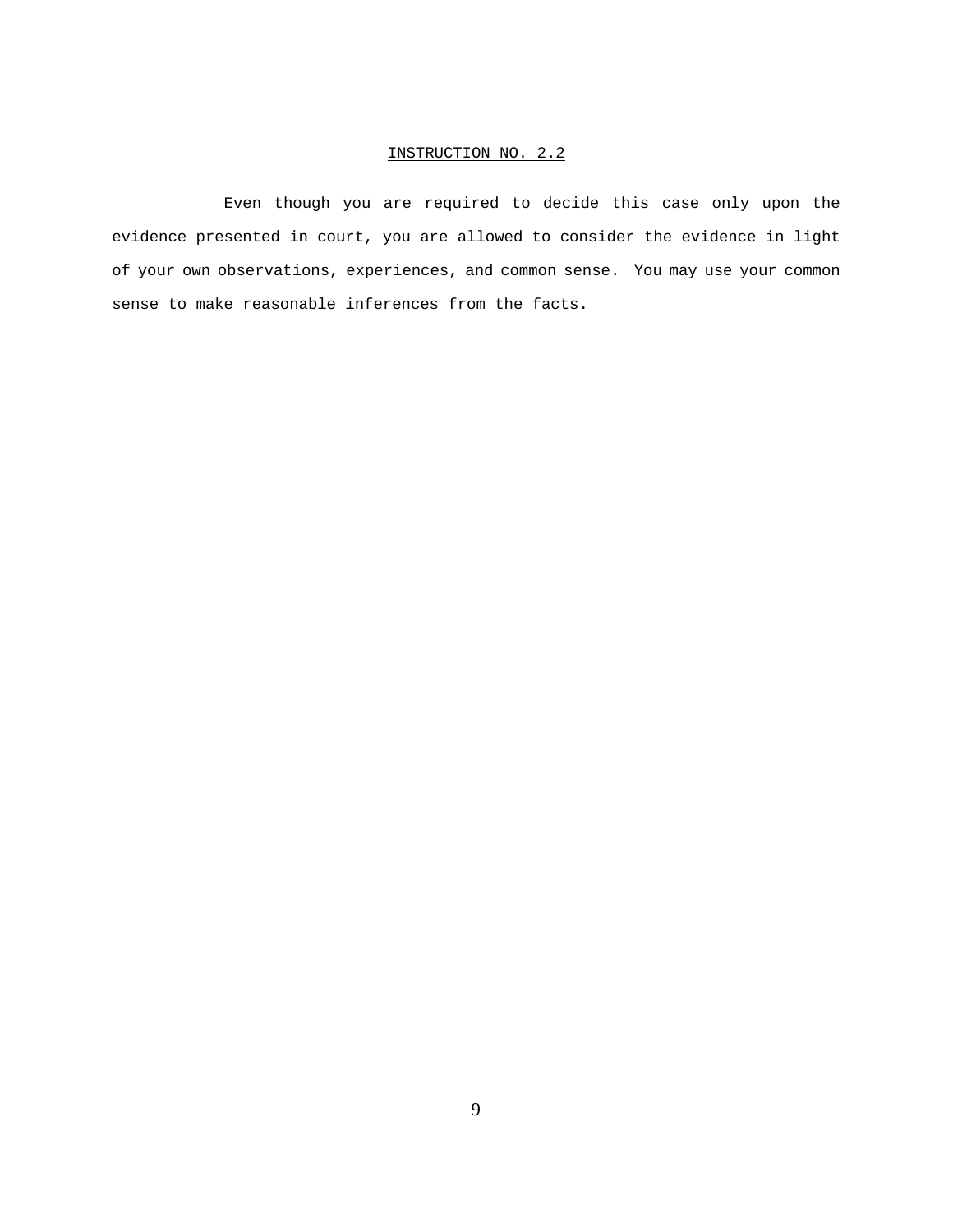## INSTRUCTION NO. 2.2

Even though you are required to decide this case only upon the evidence presented in court, you are allowed to consider the evidence in light of your own observations, experiences, and common sense. You may use your common sense to make reasonable inferences from the facts.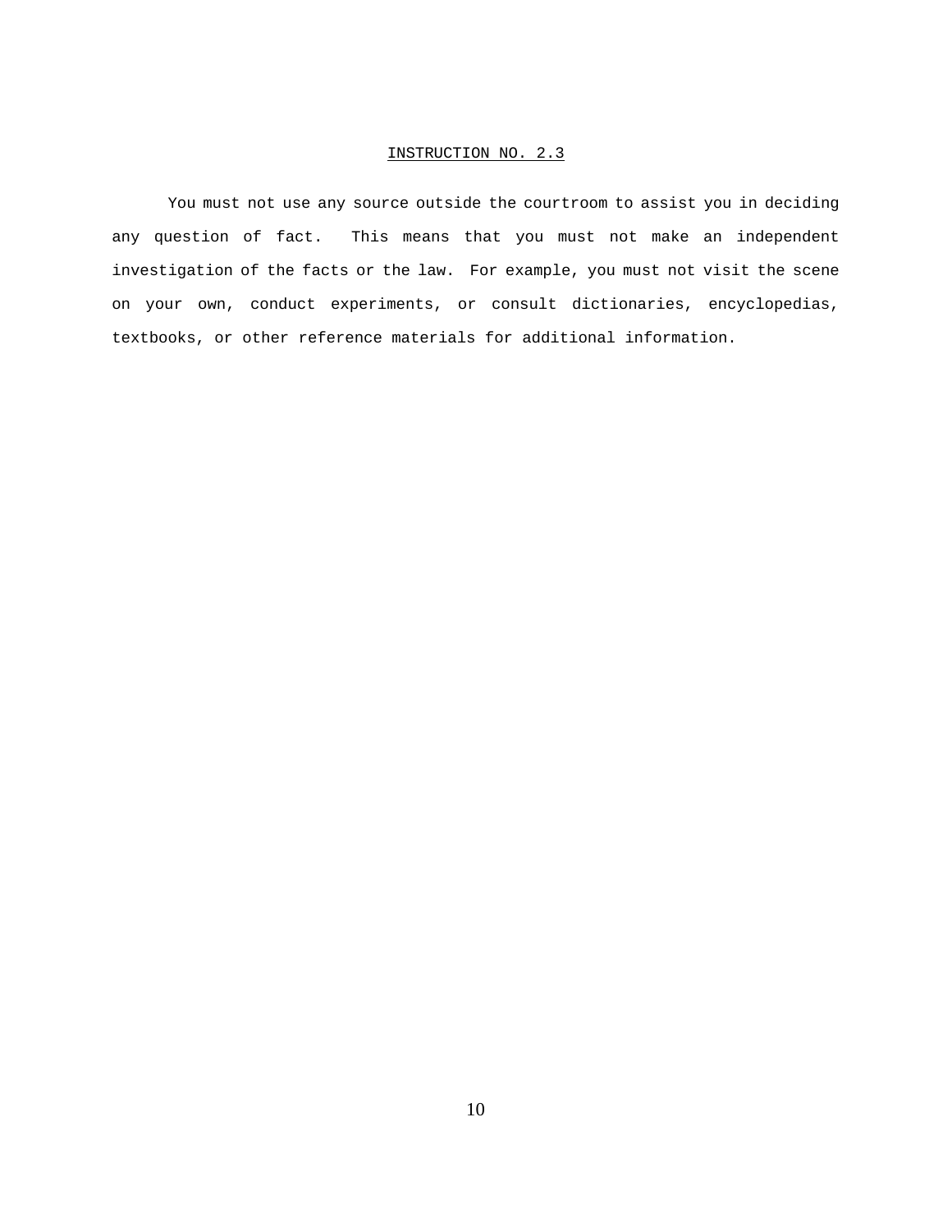## INSTRUCTION NO. 2.3

You must not use any source outside the courtroom to assist you in deciding any question of fact. This means that you must not make an independent investigation of the facts or the law. For example, you must not visit the scene on your own, conduct experiments, or consult dictionaries, encyclopedias, textbooks, or other reference materials for additional information.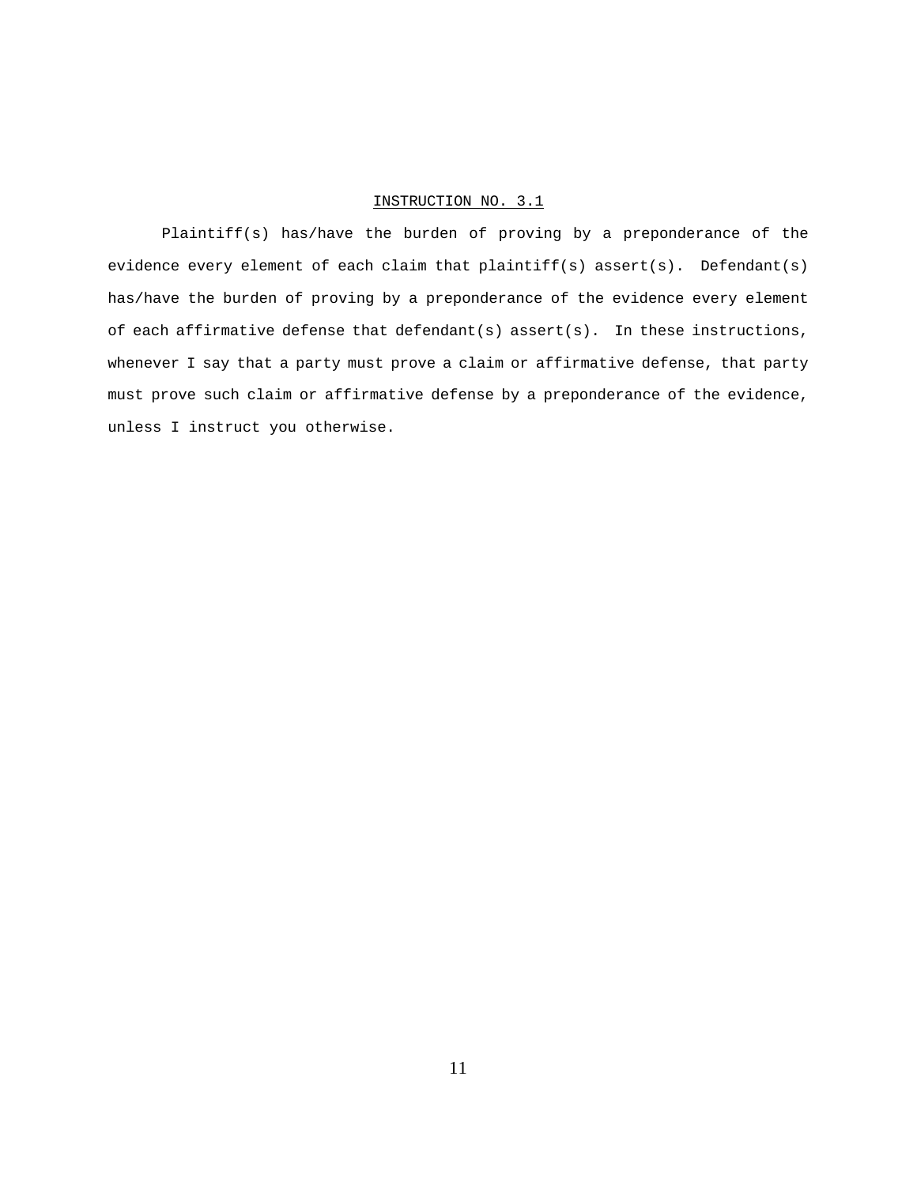INSTRUCTION NO. 3.1

Plaintiff(s) has/have the burden of proving by a preponderance of the evidence every element of each claim that plaintiff(s) assert(s). Defendant(s) has/have the burden of proving by a preponderance of the evidence every element of each affirmative defense that defendant(s) assert(s). In these instructions, whenever I say that a party must prove a claim or affirmative defense, that party must prove such claim or affirmative defense by a preponderance of the evidence, unless I instruct you otherwise.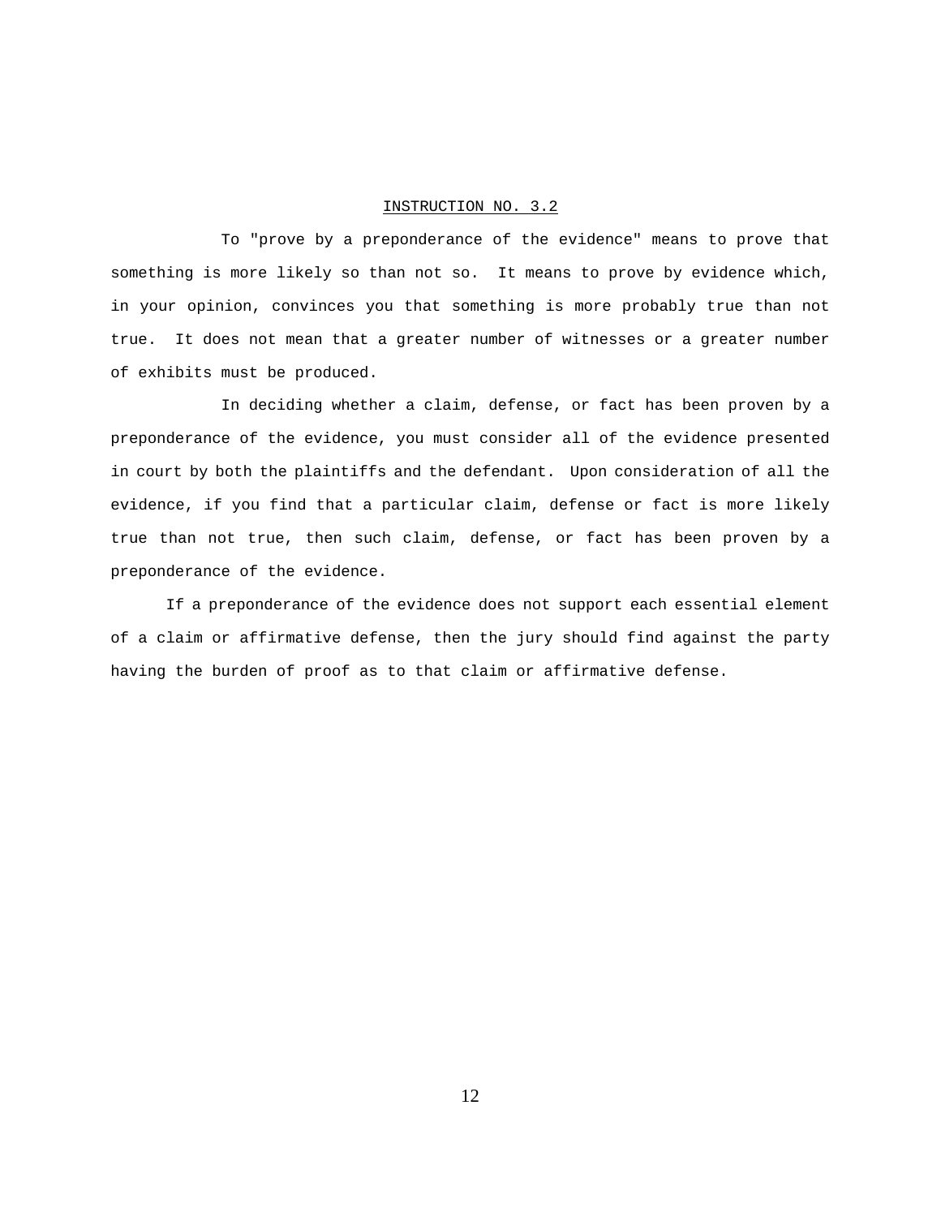INSTRUCTION NO. 3.2

To "prove by a preponderance of the evidence" means to prove that something is more likely so than not so. It means to prove by evidence which, in your opinion, convinces you that something is more probably true than not true. It does not mean that a greater number of witnesses or a greater number of exhibits must be produced.

In deciding whether a claim, defense, or fact has been proven by a preponderance of the evidence, you must consider all of the evidence presented in court by both the plaintiffs and the defendant. Upon consideration of all the evidence, if you find that a particular claim, defense or fact is more likely true than not true, then such claim, defense, or fact has been proven by a preponderance of the evidence.

If a preponderance of the evidence does not support each essential element of a claim or affirmative defense, then the jury should find against the party having the burden of proof as to that claim or affirmative defense.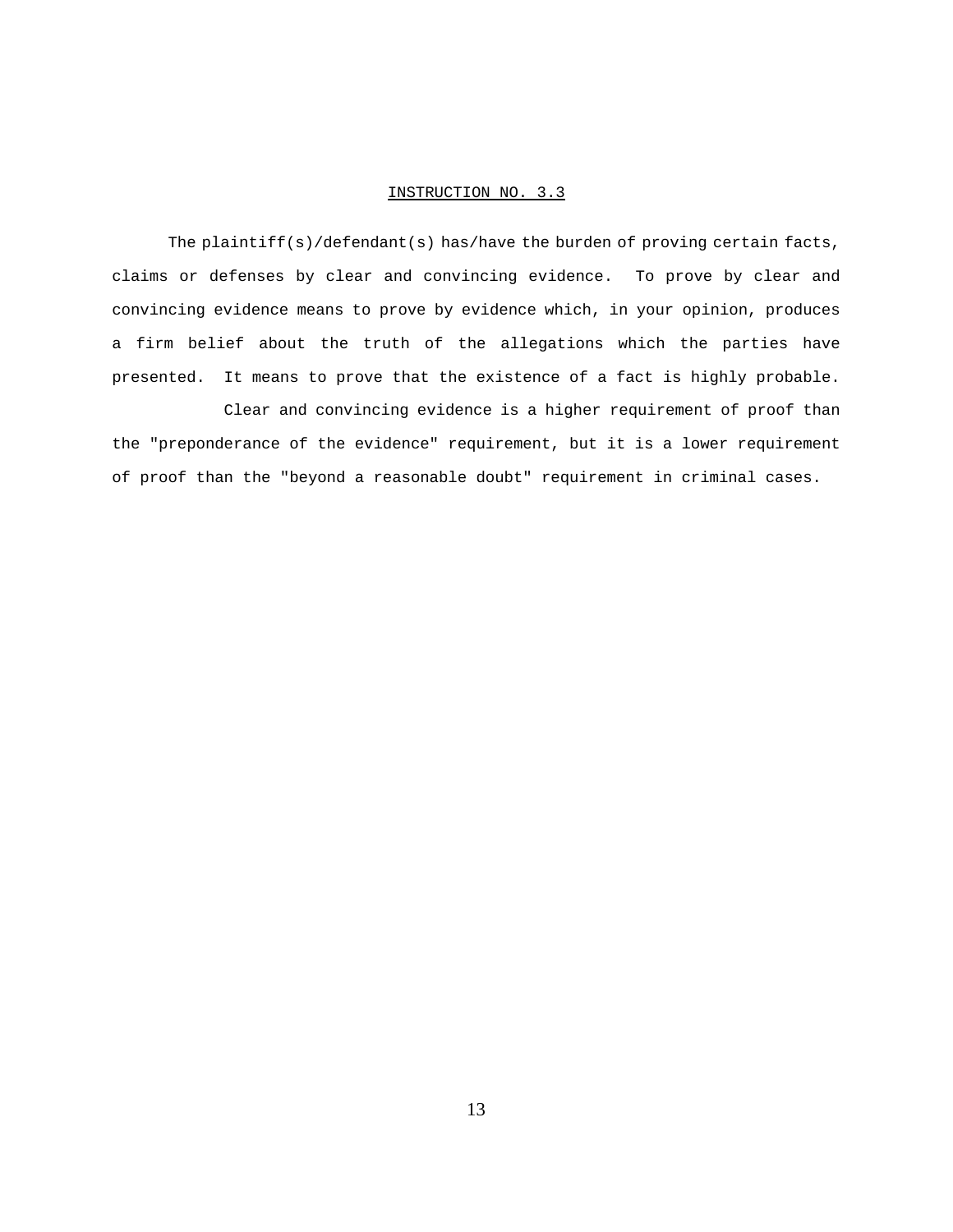## INSTRUCTION NO. 3.3

The plaintiff(s)/defendant(s) has/have the burden of proving certain facts, claims or defenses by clear and convincing evidence. To prove by clear and convincing evidence means to prove by evidence which, in your opinion, produces a firm belief about the truth of the allegations which the parties have presented. It means to prove that the existence of a fact is highly probable.

Clear and convincing evidence is a higher requirement of proof than the "preponderance of the evidence" requirement, but it is a lower requirement of proof than the "beyond a reasonable doubt" requirement in criminal cases.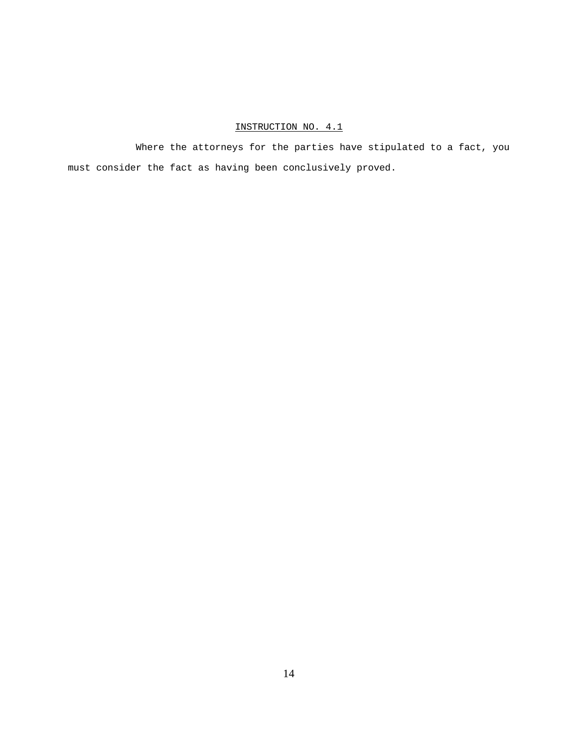INSTRUCTION NO. 4.1

Where the attorneys for the parties have stipulated to a fact, you must consider the fact as having been conclusively proved.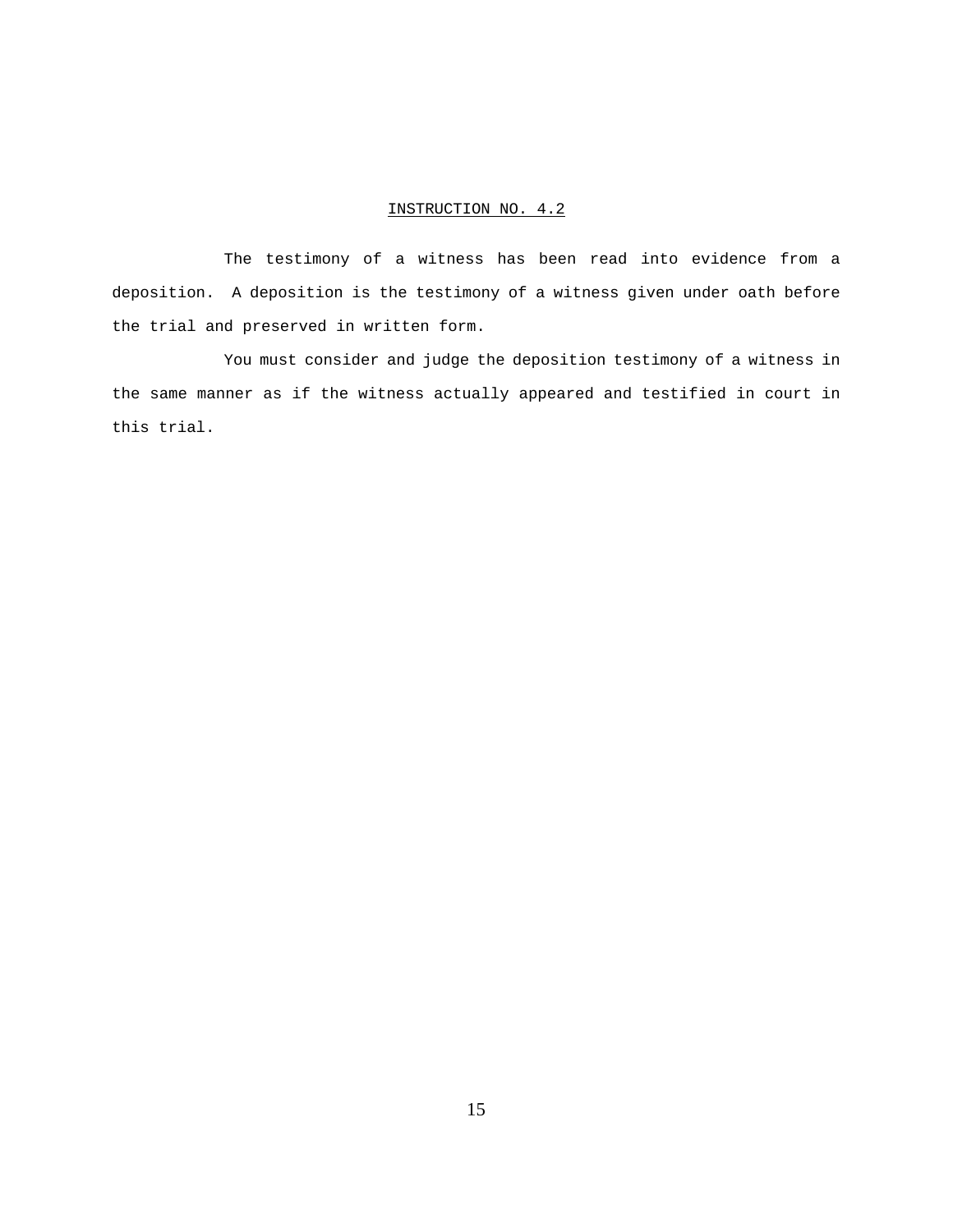# INSTRUCTION NO. 4.2

The testimony of a witness has been read into evidence from a deposition. A deposition is the testimony of a witness given under oath before the trial and preserved in written form.

You must consider and judge the deposition testimony of a witness in the same manner as if the witness actually appeared and testified in court in this trial.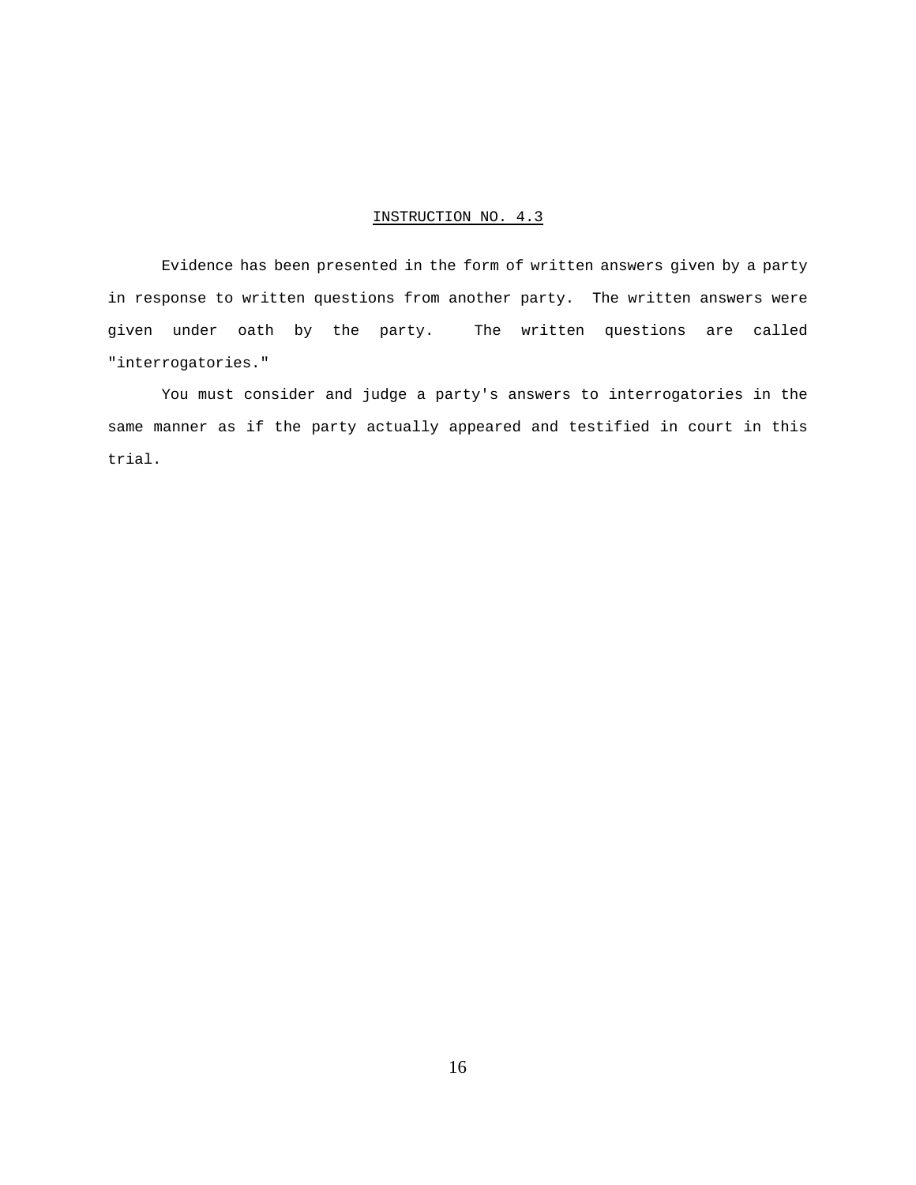## INSTRUCTION NO. 4.3

Evidence has been presented in the form of written answers given by a party in response to written questions from another party. The written answers were given under oath by the party. The written questions are called "interrogatories."

You must consider and judge a party's answers to interrogatories in the same manner as if the party actually appeared and testified in court in this trial.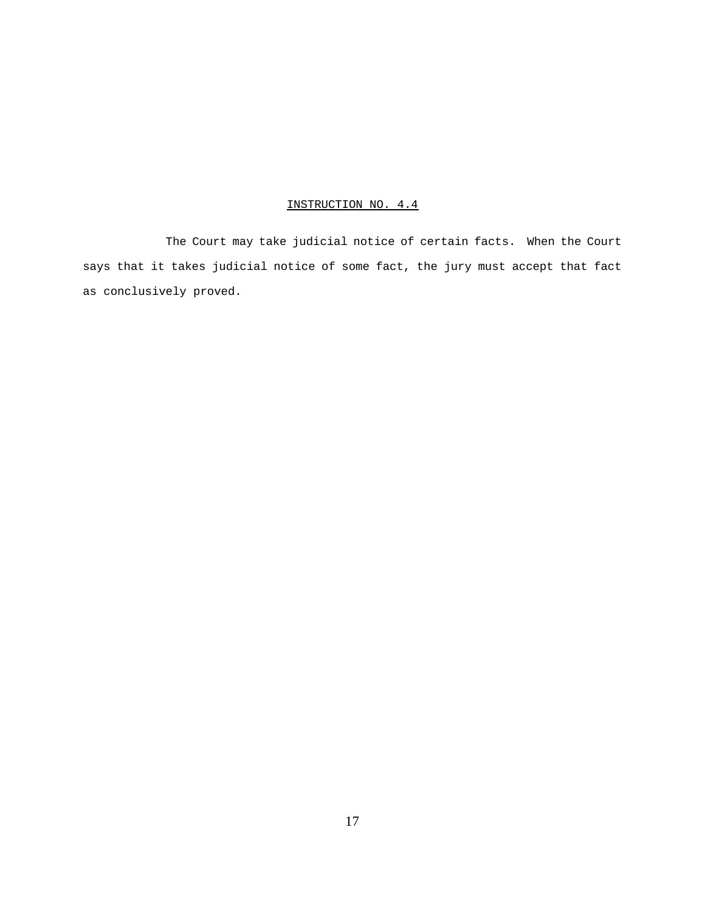## INSTRUCTION NO. 4.4

The Court may take judicial notice of certain facts. When the Court says that it takes judicial notice of some fact, the jury must accept that fact as conclusively proved.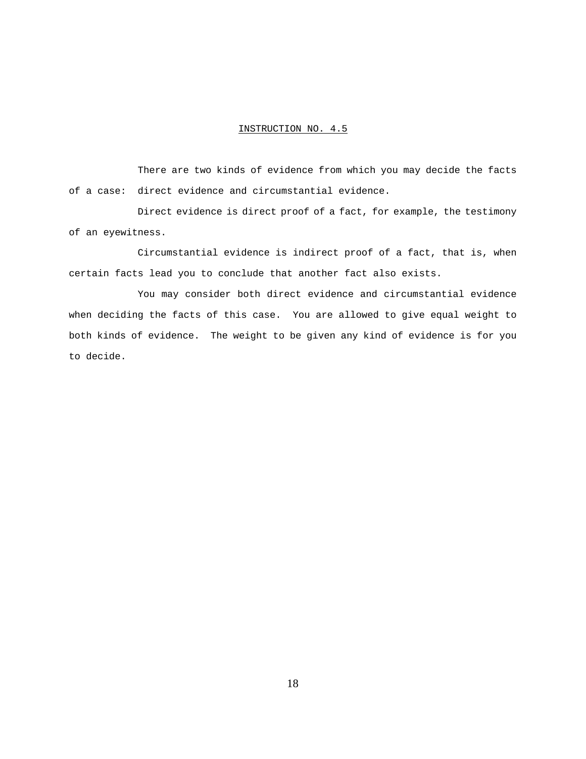## INSTRUCTION NO. 4.5

There are two kinds of evidence from which you may decide the facts of a case: direct evidence and circumstantial evidence.

Direct evidence is direct proof of a fact, for example, the testimony of an eyewitness.

Circumstantial evidence is indirect proof of a fact, that is, when certain facts lead you to conclude that another fact also exists.

You may consider both direct evidence and circumstantial evidence when deciding the facts of this case. You are allowed to give equal weight to both kinds of evidence. The weight to be given any kind of evidence is for you to decide.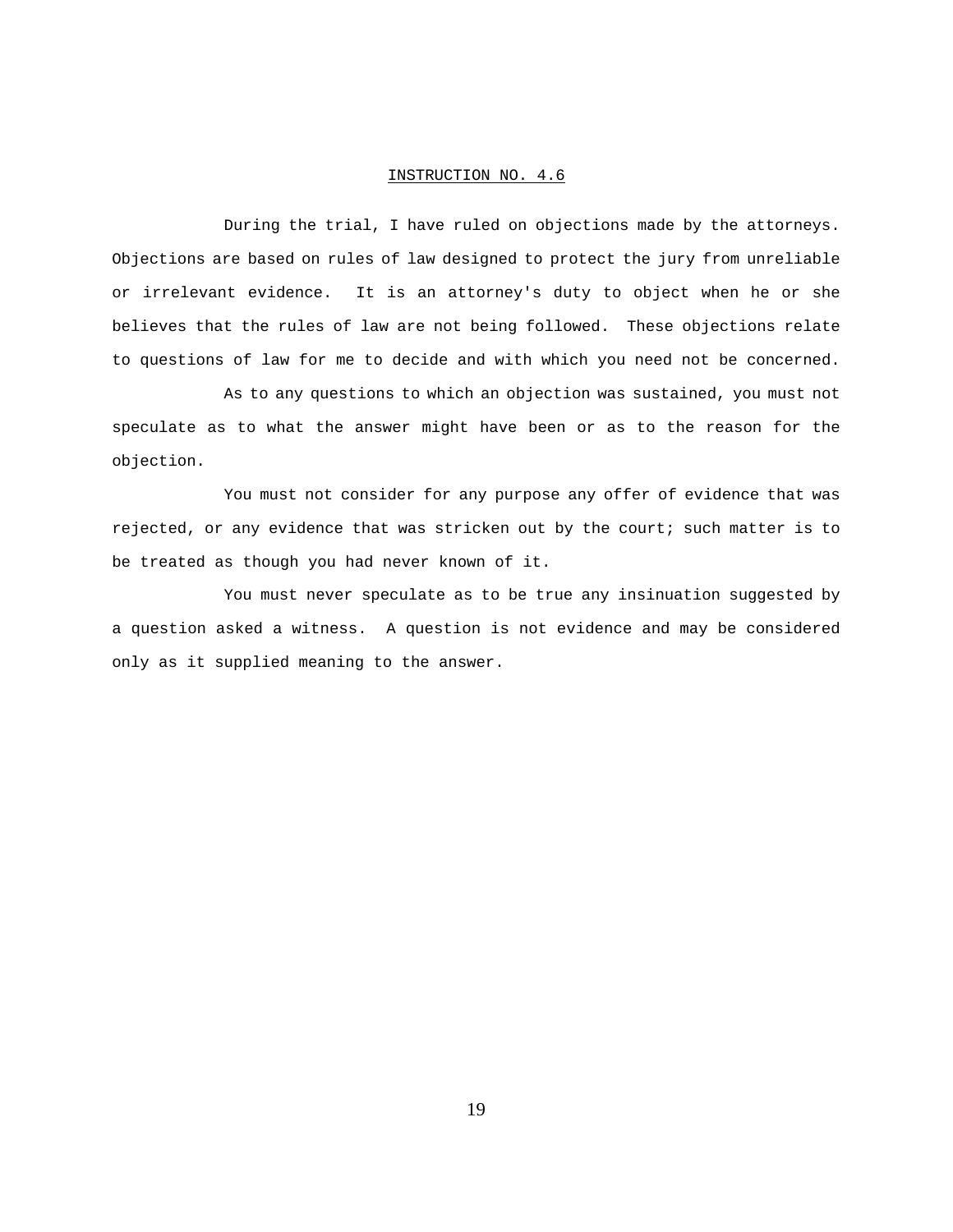## INSTRUCTION NO. 4.6

During the trial, I have ruled on objections made by the attorneys. Objections are based on rules of law designed to protect the jury from unreliable or irrelevant evidence. It is an attorney's duty to object when he or she believes that the rules of law are not being followed. These objections relate to questions of law for me to decide and with which you need not be concerned.

As to any questions to which an objection was sustained, you must not speculate as to what the answer might have been or as to the reason for the objection.

You must not consider for any purpose any offer of evidence that was rejected, or any evidence that was stricken out by the court; such matter is to be treated as though you had never known of it.

You must never speculate as to be true any insinuation suggested by a question asked a witness. A question is not evidence and may be considered only as it supplied meaning to the answer.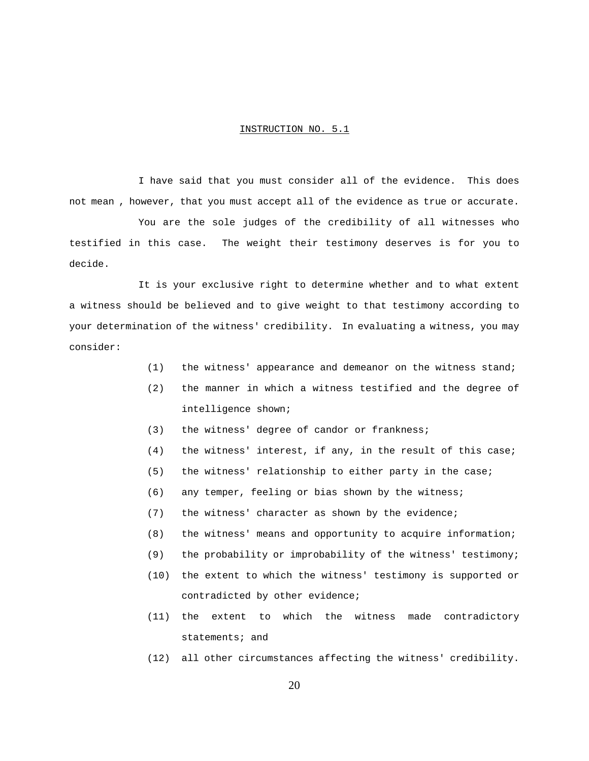## INSTRUCTION NO. 5.1

I have said that you must consider all of the evidence. This does not mean , however, that you must accept all of the evidence as true or accurate.

You are the sole judges of the credibility of all witnesses who testified in this case. The weight their testimony deserves is for you to decide.

It is your exclusive right to determine whether and to what extent a witness should be believed and to give weight to that testimony according to your determination of the witness' credibility. In evaluating a witness, you may consider:

(1) the witness' appearance and demeanor on the witness stand;

(2) the manner in which a witness testified and the degree of intelligence shown;

(3) the witness' degree of candor or frankness;

(4) the witness' interest, if any, in the result of this case;

(5) the witness' relationship to either party in the case;

(6) any temper, feeling or bias shown by the witness;

(7) the witness' character as shown by the evidence;

(8) the witness' means and opportunity to acquire information;

(9) the probability or improbability of the witness' testimony;

(10) the extent to which the witness' testimony is supported or contradicted by other evidence;

(11) the extent to which the witness made contradictory statements; and

(12) all other circumstances affecting the witness' credibility.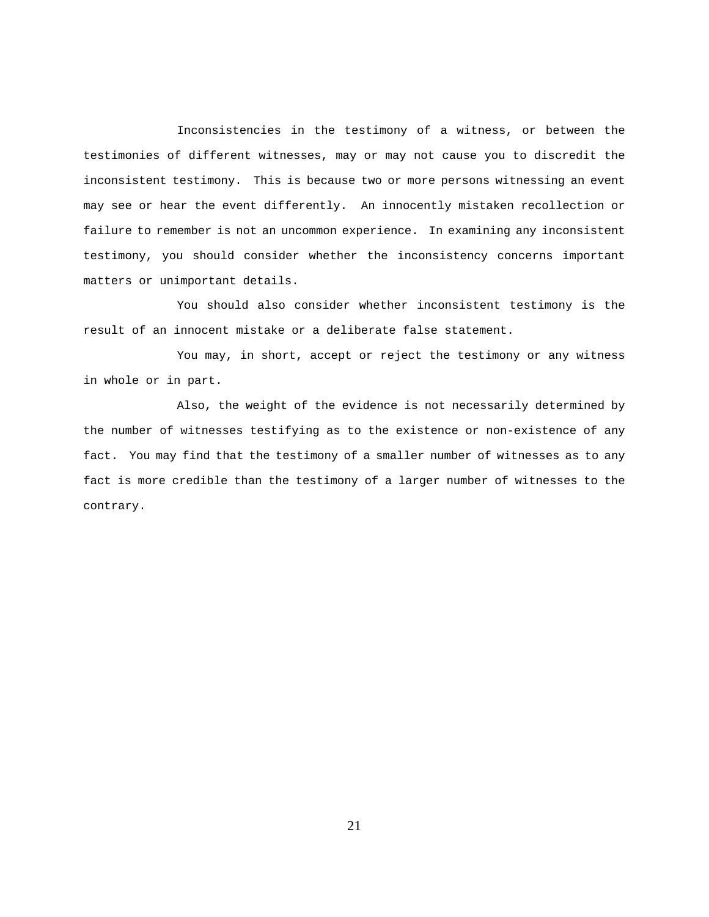Inconsistencies in the testimony of a witness, or between the testimonies of different witnesses, may or may not cause you to discredit the inconsistent testimony. This is because two or more persons witnessing an event may see or hear the event differently. An innocently mistaken recollection or failure to remember is not an uncommon experience. In examining any inconsistent testimony, you should consider whether the inconsistency concerns important matters or unimportant details.

You should also consider whether inconsistent testimony is the result of an innocent mistake or a deliberate false statement.

You may, in short, accept or reject the testimony or any witness in whole or in part.

Also, the weight of the evidence is not necessarily determined by the number of witnesses testifying as to the existence or non-existence of any fact. You may find that the testimony of a smaller number of witnesses as to any fact is more credible than the testimony of a larger number of witnesses to the contrary.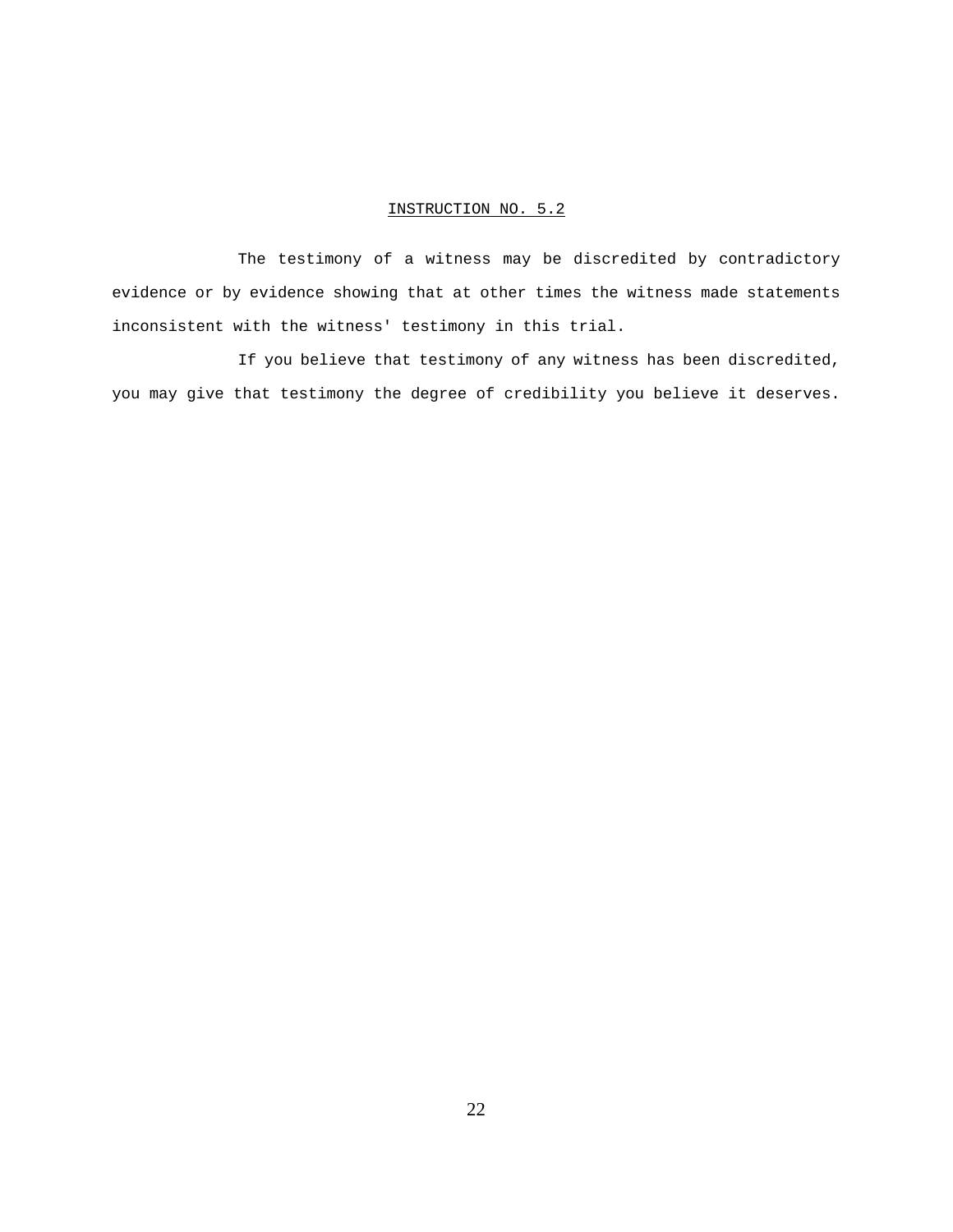## INSTRUCTION NO. 5.2

The testimony of a witness may be discredited by contradictory evidence or by evidence showing that at other times the witness made statements inconsistent with the witness' testimony in this trial.

If you believe that testimony of any witness has been discredited, you may give that testimony the degree of credibility you believe it deserves.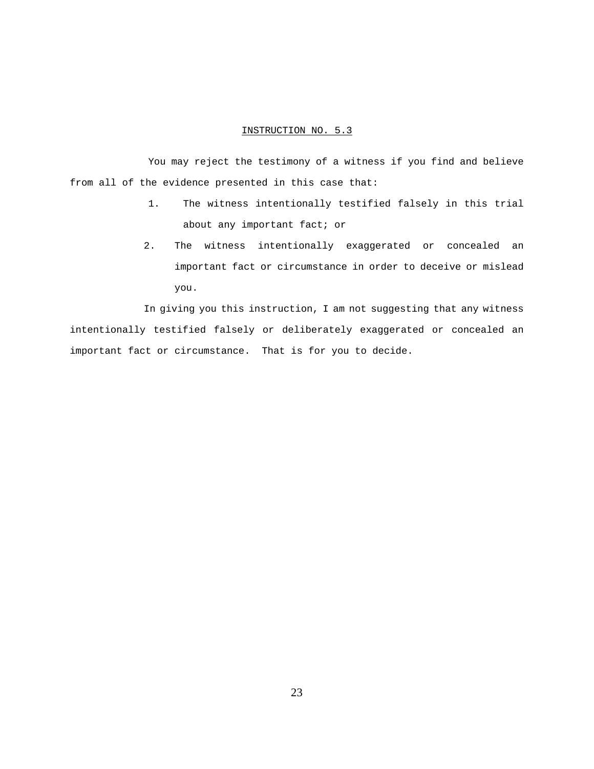## INSTRUCTION NO. 5.3

You may reject the testimony of a witness if you find and believe from all of the evidence presented in this case that:

1. The witness intentionally testified falsely in this trial about any important fact; or
2. The witness intentionally exaggerated or concealed an important fact or circumstance in order to deceive or mislead you.

In giving you this instruction, I am not suggesting that any witness intentionally testified falsely or deliberately exaggerated or concealed an important fact or circumstance. That is for you to decide.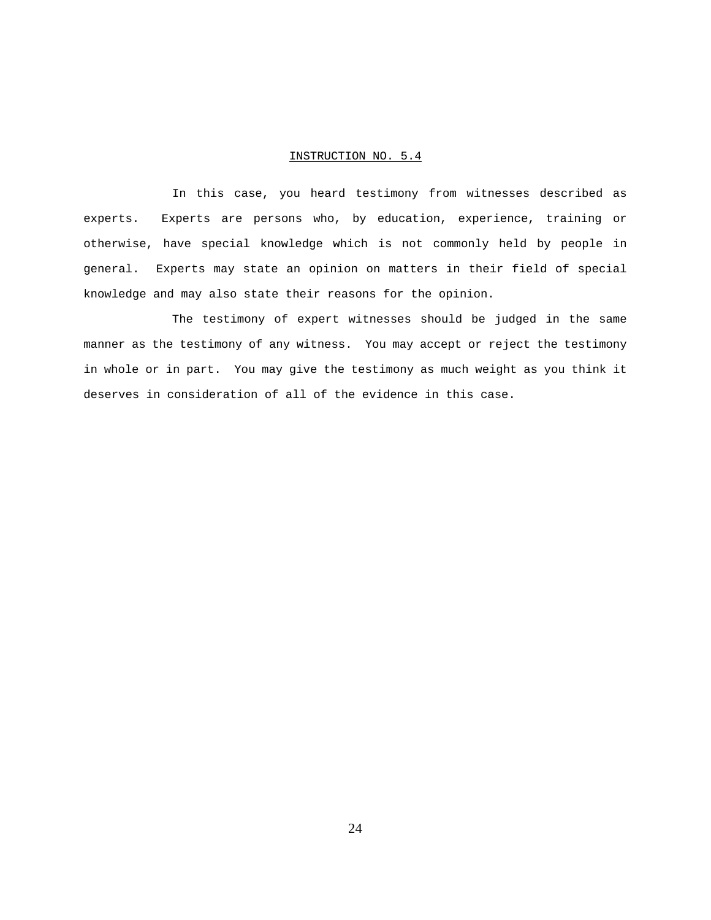INSTRUCTION NO. 5.4

In this case, you heard testimony from witnesses described as experts. Experts are persons who, by education, experience, training or otherwise, have special knowledge which is not commonly held by people in general. Experts may state an opinion on matters in their field of special knowledge and may also state their reasons for the opinion.

The testimony of expert witnesses should be judged in the same manner as the testimony of any witness. You may accept or reject the testimony in whole or in part. You may give the testimony as much weight as you think it deserves in consideration of all of the evidence in this case.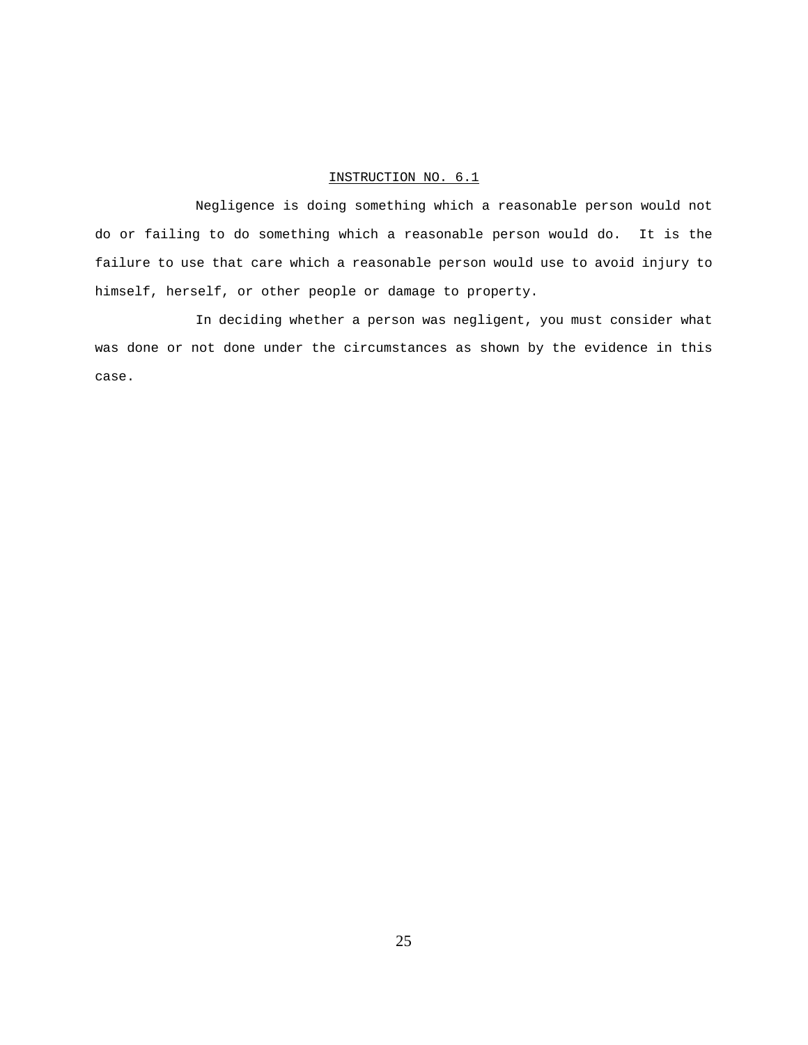## INSTRUCTION NO. 6.1

Negligence is doing something which a reasonable person would not do or failing to do something which a reasonable person would do. It is the failure to use that care which a reasonable person would use to avoid injury to himself, herself, or other people or damage to property.

In deciding whether a person was negligent, you must consider what was done or not done under the circumstances as shown by the evidence in this case.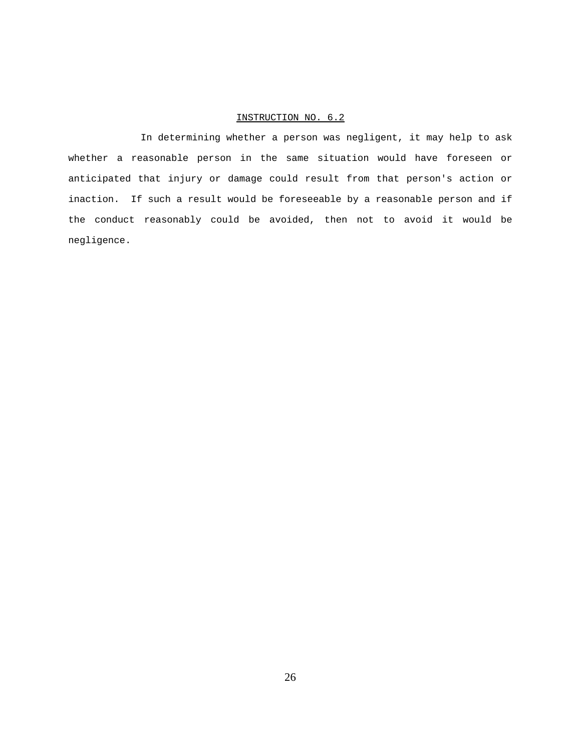INSTRUCTION NO. 6.2

In determining whether a person was negligent, it may help to ask whether a reasonable person in the same situation would have foreseen or anticipated that injury or damage could result from that person's action or inaction.  If such a result would be foreseeable by a reasonable person and if the conduct reasonably could be avoided, then not to avoid it would be negligence.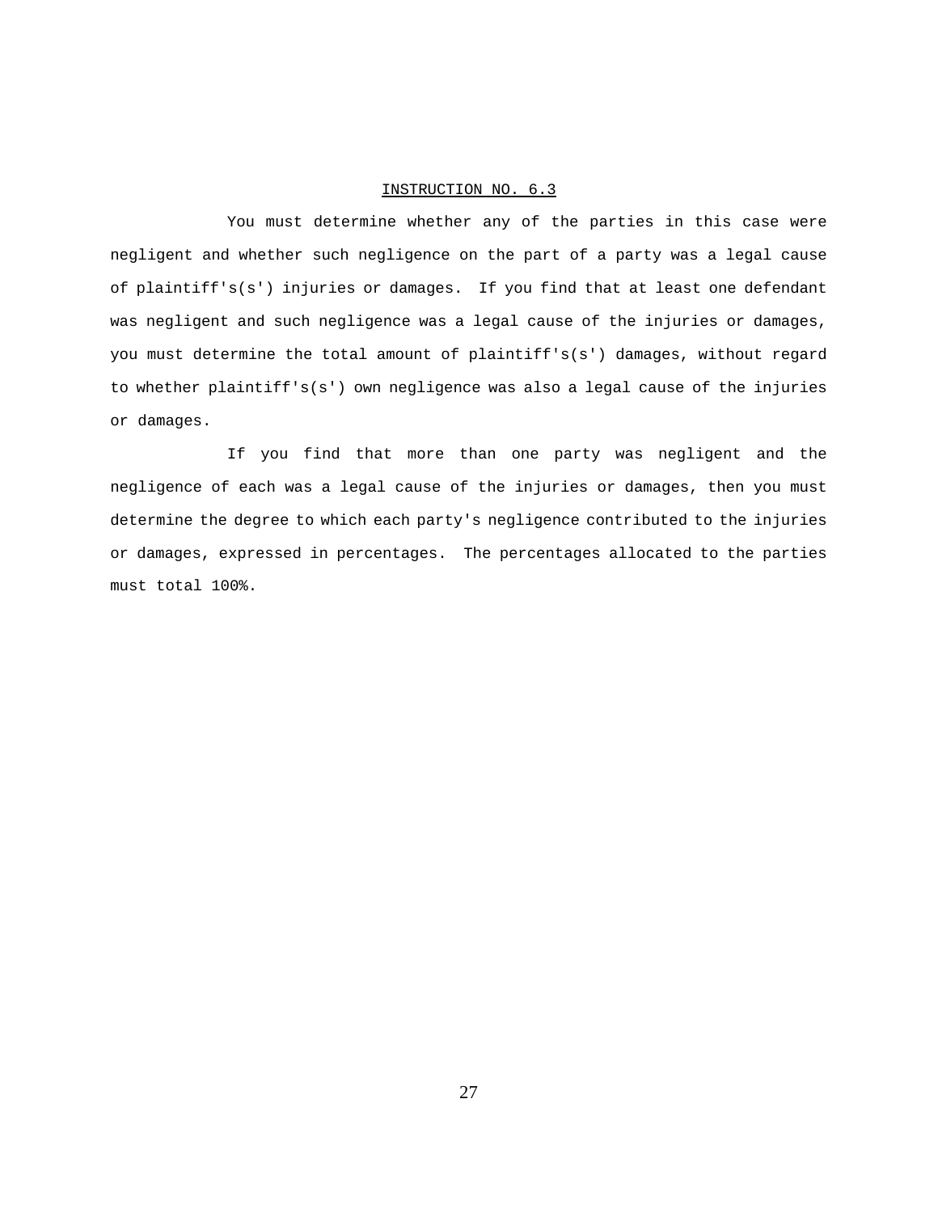INSTRUCTION NO. 6.3

You must determine whether any of the parties in this case were negligent and whether such negligence on the part of a party was a legal cause of plaintiff's(s') injuries or damages. If you find that at least one defendant was negligent and such negligence was a legal cause of the injuries or damages, you must determine the total amount of plaintiff's(s') damages, without regard to whether plaintiff's(s') own negligence was also a legal cause of the injuries or damages.

If you find that more than one party was negligent and the negligence of each was a legal cause of the injuries or damages, then you must determine the degree to which each party's negligence contributed to the injuries or damages, expressed in percentages. The percentages allocated to the parties must total 100%.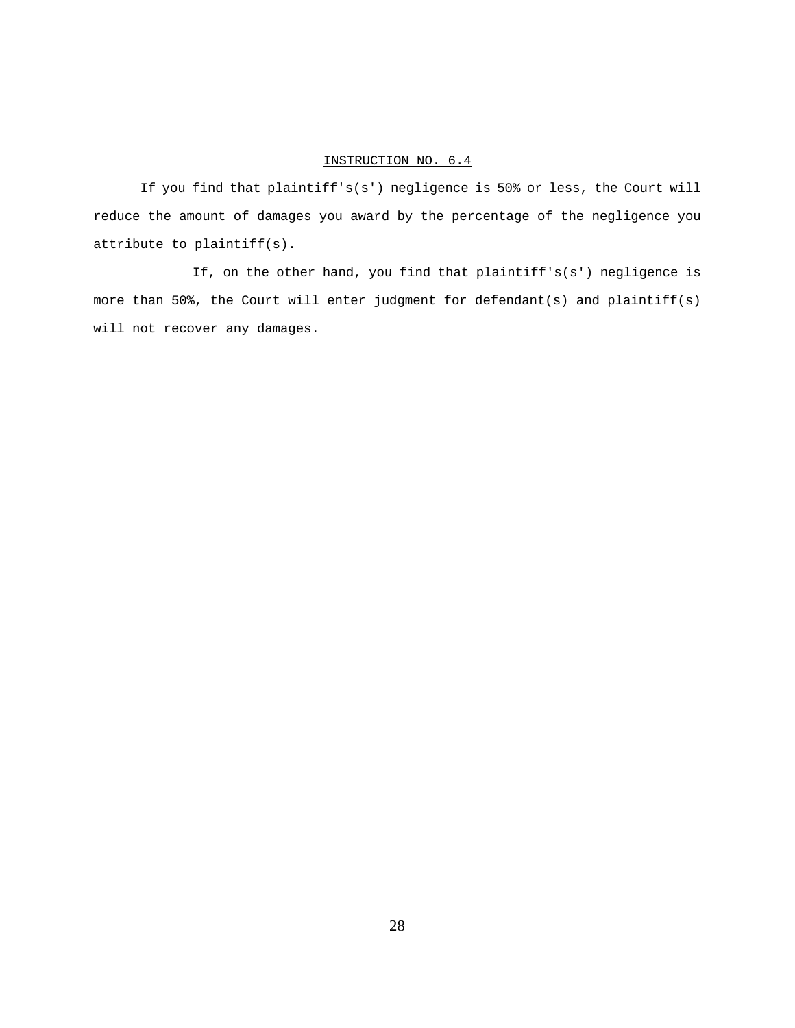INSTRUCTION NO. 6.4

If you find that plaintiff's(s') negligence is 50% or less, the Court will reduce the amount of damages you award by the percentage of the negligence you attribute to plaintiff(s).

If, on the other hand, you find that plaintiff's(s') negligence is more than 50%, the Court will enter judgment for defendant(s) and plaintiff(s) will not recover any damages.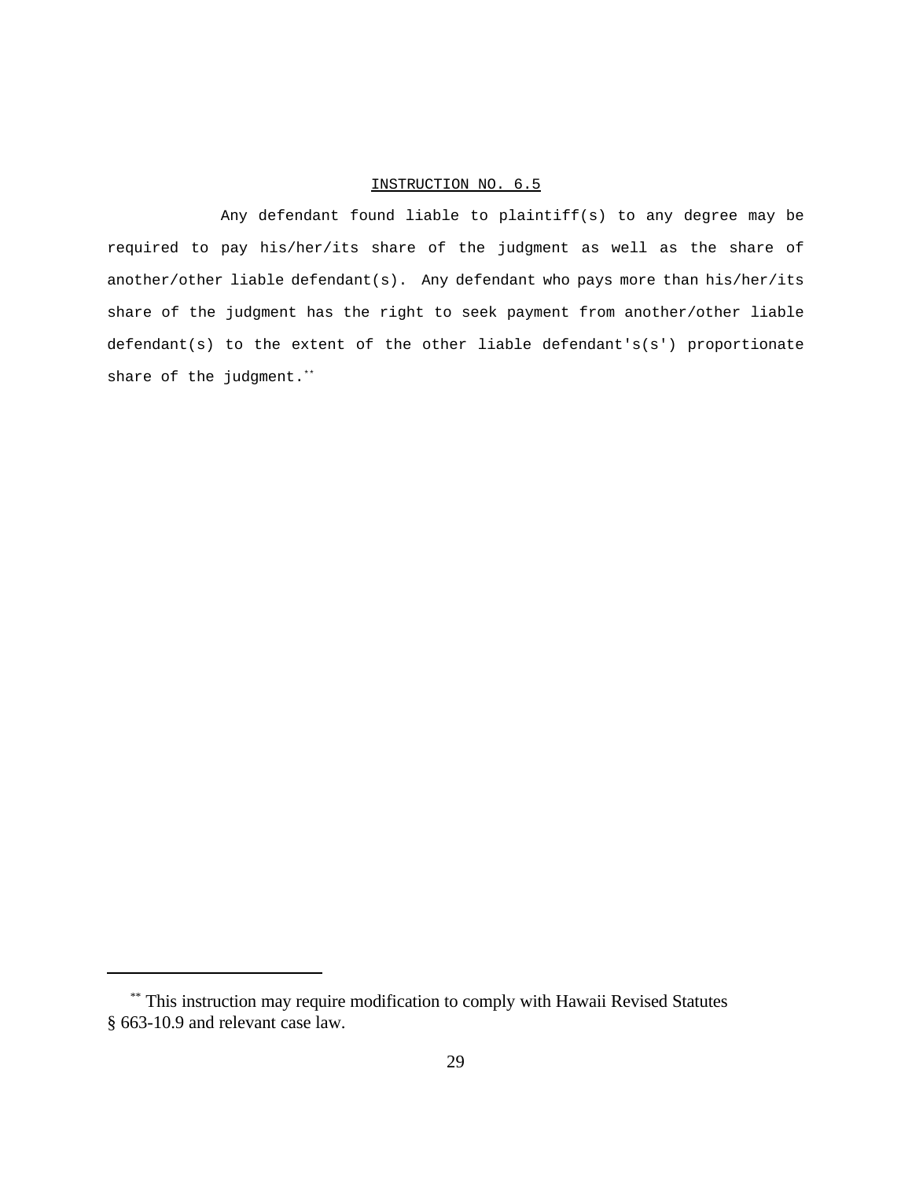## INSTRUCTION NO. 6.5

Any defendant found liable to plaintiff(s) to any degree may be required to pay his/her/its share of the judgment as well as the share of another/other liable defendant(s). Any defendant who pays more than his/her/its share of the judgment has the right to seek payment from another/other liable defendant(s) to the extent of the other liable defendant's(s') proportionate share of the judgment.[**]

---

[**] This instruction may require modification to comply with Hawaii Revised Statutes § 663-10.9 and relevant case law.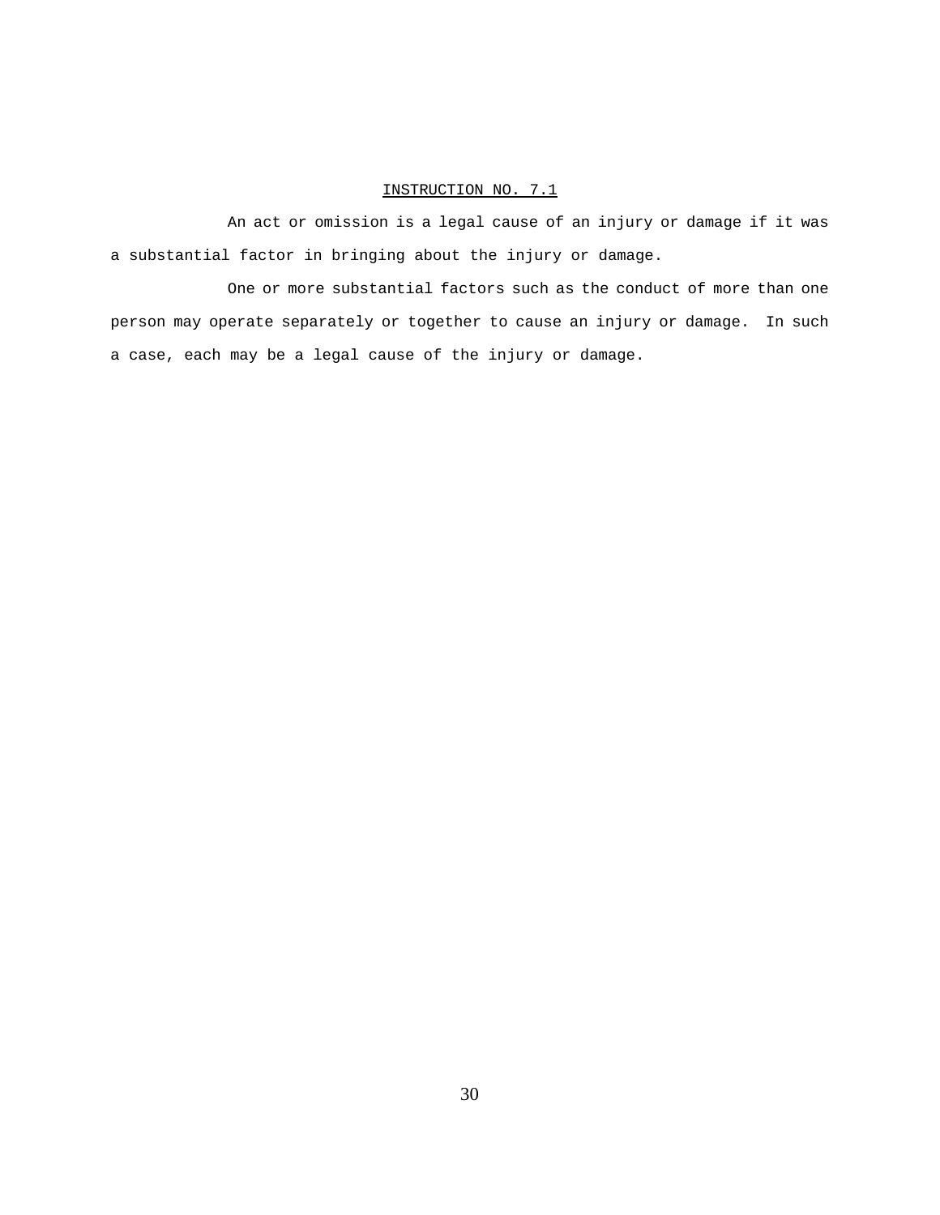## INSTRUCTION NO. 7.1

An act or omission is a legal cause of an injury or damage if it was a substantial factor in bringing about the injury or damage.

One or more substantial factors such as the conduct of more than one person may operate separately or together to cause an injury or damage. In such a case, each may be a legal cause of the injury or damage.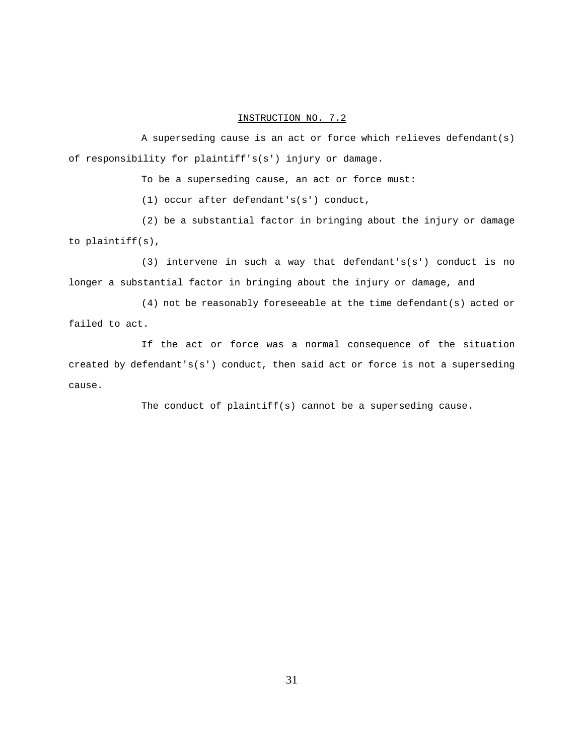## INSTRUCTION NO. 7.2

A superseding cause is an act or force which relieves defendant(s) of responsibility for plaintiff's(s') injury or damage.

To be a superseding cause, an act or force must:

(1) occur after defendant's(s') conduct,

(2) be a substantial factor in bringing about the injury or damage to plaintiff(s),

(3) intervene in such a way that defendant's(s') conduct is no longer a substantial factor in bringing about the injury or damage, and

(4) not be reasonably foreseeable at the time defendant(s) acted or failed to act.

If the act or force was a normal consequence of the situation created by defendant's(s') conduct, then said act or force is not a superseding cause.

The conduct of plaintiff(s) cannot be a superseding cause.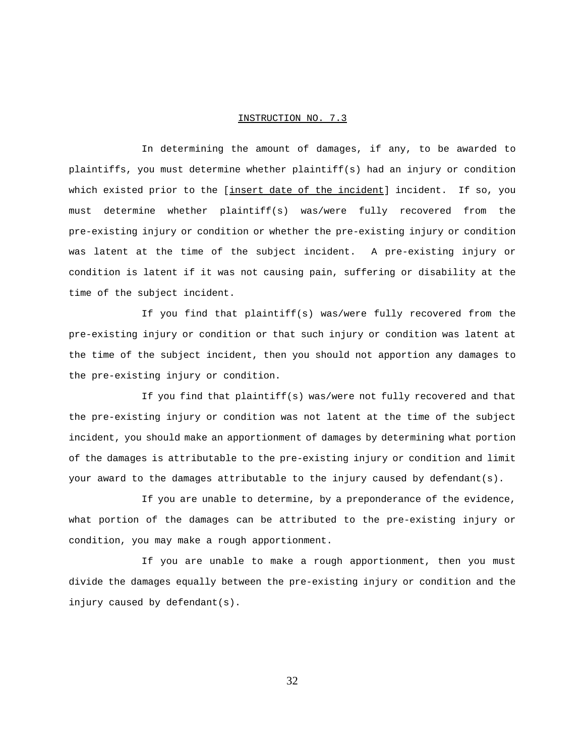## INSTRUCTION NO. 7.3

In determining the amount of damages, if any, to be awarded to plaintiffs, you must determine whether plaintiff(s) had an injury or condition which existed prior to the [insert date of the incident] incident. If so, you must determine whether plaintiff(s) was/were fully recovered from the pre-existing injury or condition or whether the pre-existing injury or condition was latent at the time of the subject incident. A pre-existing injury or condition is latent if it was not causing pain, suffering or disability at the time of the subject incident.

If you find that plaintiff(s) was/were fully recovered from the pre-existing injury or condition or that such injury or condition was latent at the time of the subject incident, then you should not apportion any damages to the pre-existing injury or condition.

If you find that plaintiff(s) was/were not fully recovered and that the pre-existing injury or condition was not latent at the time of the subject incident, you should make an apportionment of damages by determining what portion of the damages is attributable to the pre-existing injury or condition and limit your award to the damages attributable to the injury caused by defendant(s).

If you are unable to determine, by a preponderance of the evidence, what portion of the damages can be attributed to the pre-existing injury or condition, you may make a rough apportionment.

If you are unable to make a rough apportionment, then you must divide the damages equally between the pre-existing injury or condition and the injury caused by defendant(s).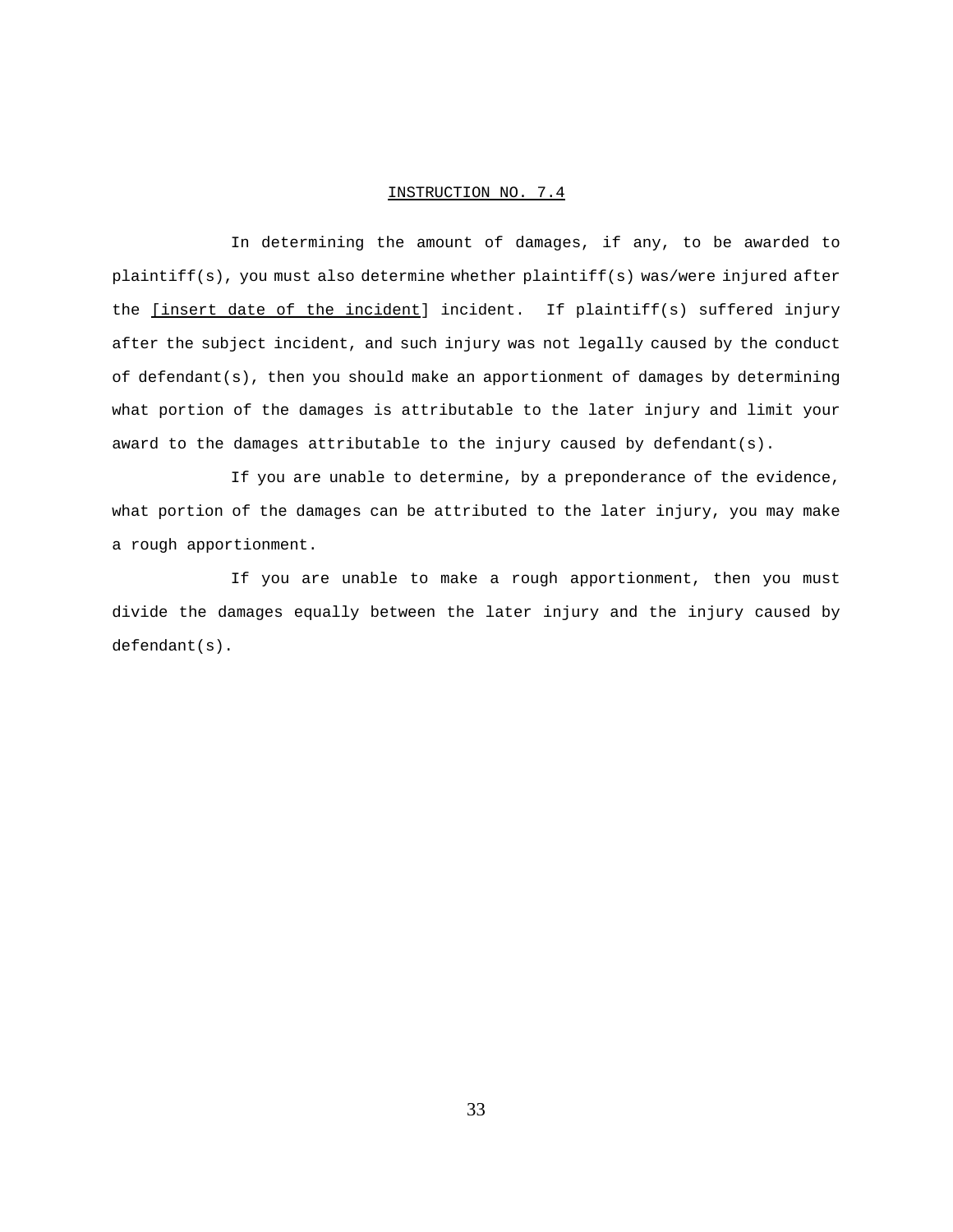## INSTRUCTION NO. 7.4

In determining the amount of damages, if any, to be awarded to plaintiff(s), you must also determine whether plaintiff(s) was/were injured after the [insert date of the incident] incident. If plaintiff(s) suffered injury after the subject incident, and such injury was not legally caused by the conduct of defendant(s), then you should make an apportionment of damages by determining what portion of the damages is attributable to the later injury and limit your award to the damages attributable to the injury caused by defendant(s).

If you are unable to determine, by a preponderance of the evidence, what portion of the damages can be attributed to the later injury, you may make a rough apportionment.

If you are unable to make a rough apportionment, then you must divide the damages equally between the later injury and the injury caused by defendant(s).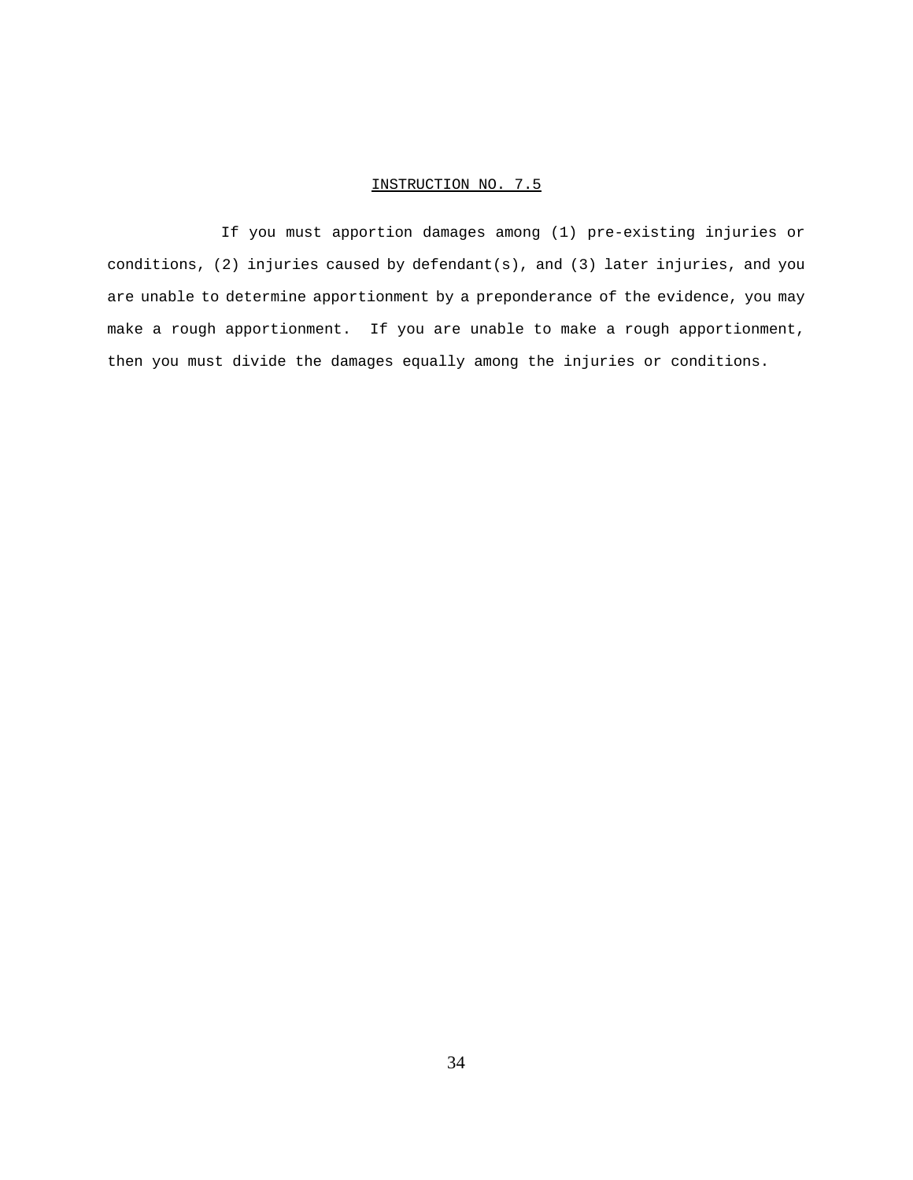## INSTRUCTION NO. 7.5

If you must apportion damages among (1) pre-existing injuries or conditions, (2) injuries caused by defendant(s), and (3) later injuries, and you are unable to determine apportionment by a preponderance of the evidence, you may make a rough apportionment. If you are unable to make a rough apportionment, then you must divide the damages equally among the injuries or conditions.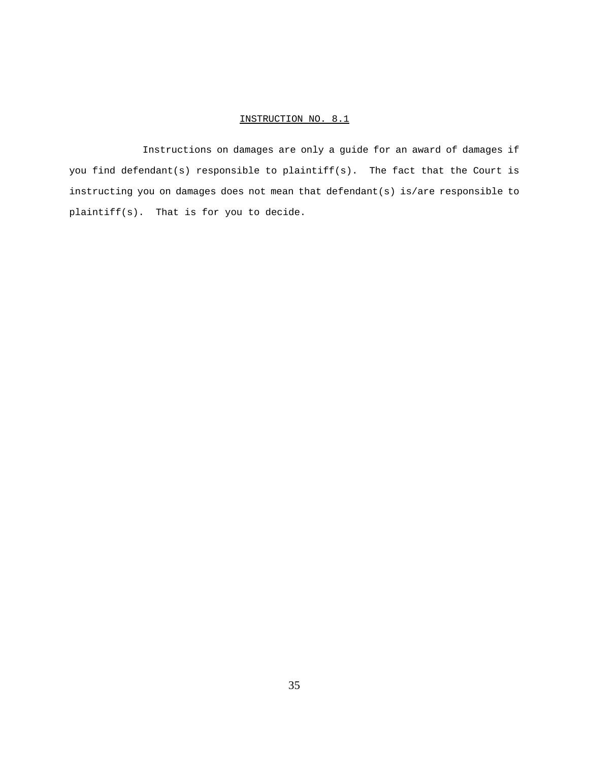## INSTRUCTION NO. 8.1

Instructions on damages are only a guide for an award of damages if you find defendant(s) responsible to plaintiff(s). The fact that the Court is instructing you on damages does not mean that defendant(s) is/are responsible to plaintiff(s). That is for you to decide.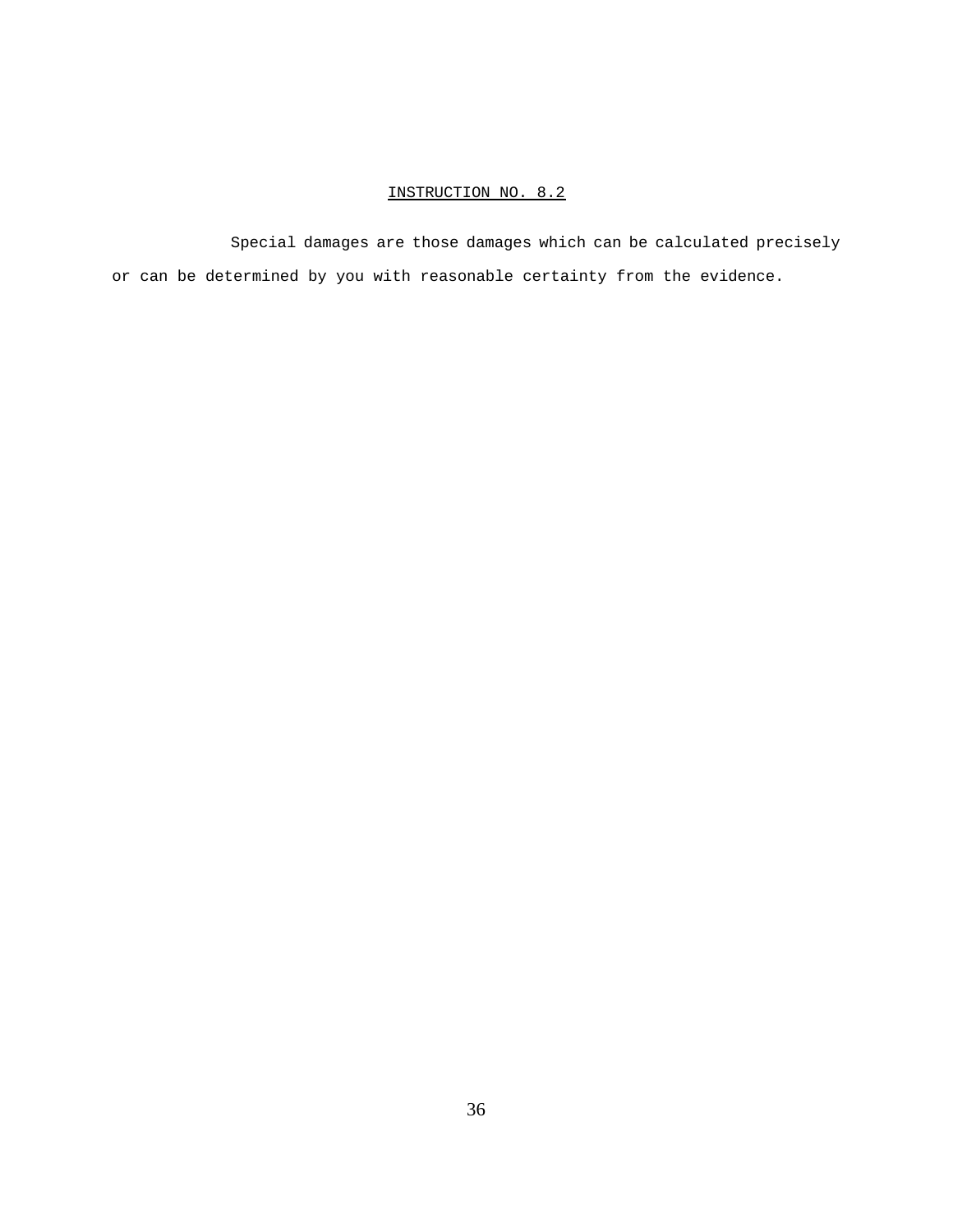<u>INSTRUCTION NO. 8.2</u>

Special damages are those damages which can be calculated precisely or can be determined by you with reasonable certainty from the evidence.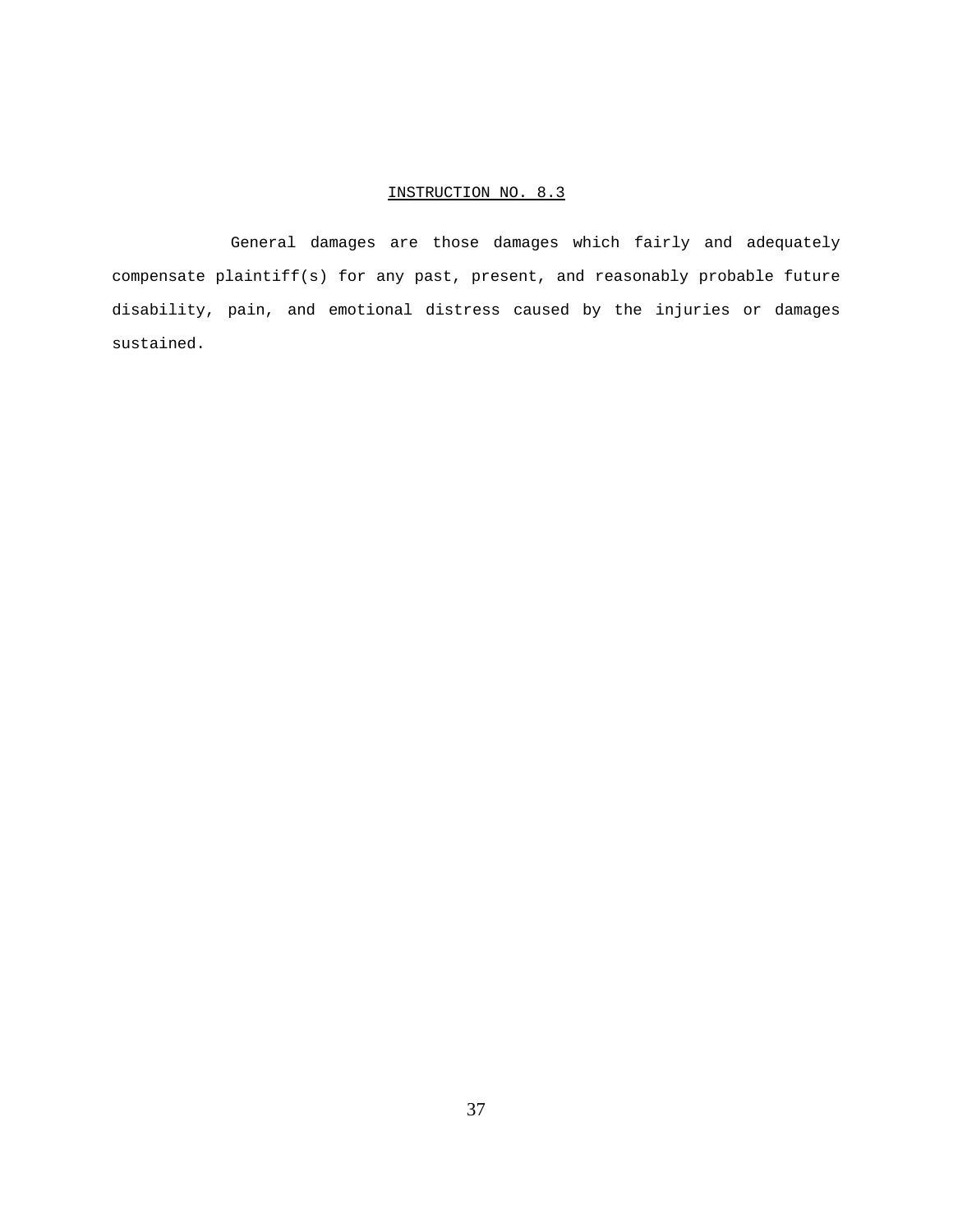INSTRUCTION NO. 8.3

General damages are those damages which fairly and adequately compensate plaintiff(s) for any past, present, and reasonably probable future disability, pain, and emotional distress caused by the injuries or damages sustained.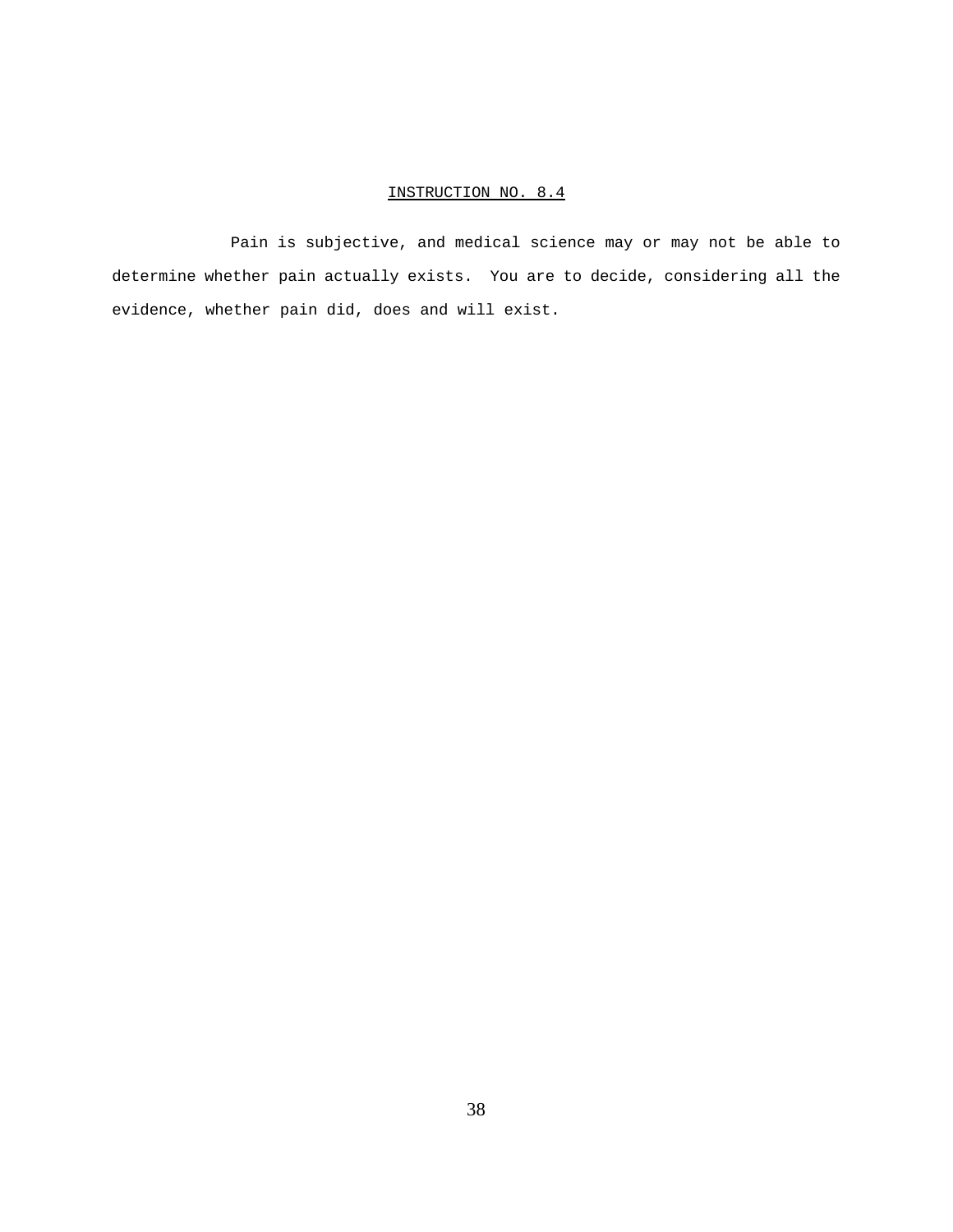INSTRUCTION NO. 8.4

Pain is subjective, and medical science may or may not be able to determine whether pain actually exists. You are to decide, considering all the evidence, whether pain did, does and will exist.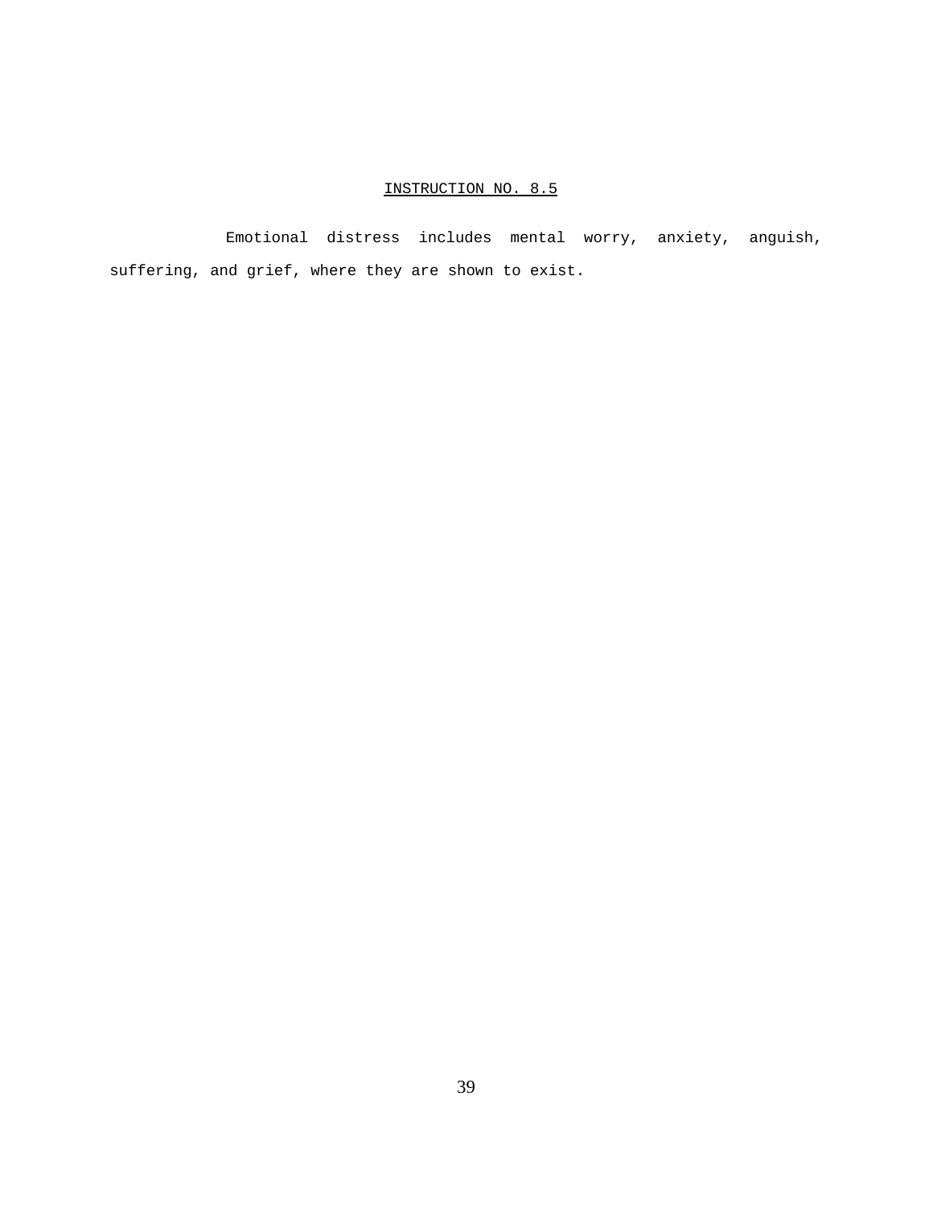## INSTRUCTION NO. 8.5

Emotional distress includes mental worry, anxiety, anguish, suffering, and grief, where they are shown to exist.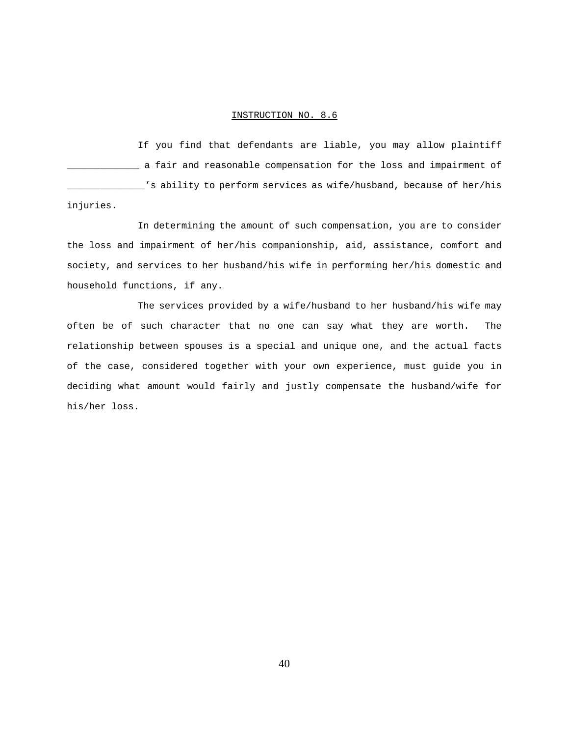<u>INSTRUCTION NO. 8.6</u>

If you find that defendants are liable, you may allow plaintiff _____________ a fair and reasonable compensation for the loss and impairment of ______________'s ability to perform services as wife/husband, because of her/his injuries.

In determining the amount of such compensation, you are to consider the loss and impairment of her/his companionship, aid, assistance, comfort and society, and services to her husband/his wife in performing her/his domestic and household functions, if any.

The services provided by a wife/husband to her husband/his wife may often be of such character that no one can say what they are worth. The relationship between spouses is a special and unique one, and the actual facts of the case, considered together with your own experience, must guide you in deciding what amount would fairly and justly compensate the husband/wife for his/her loss.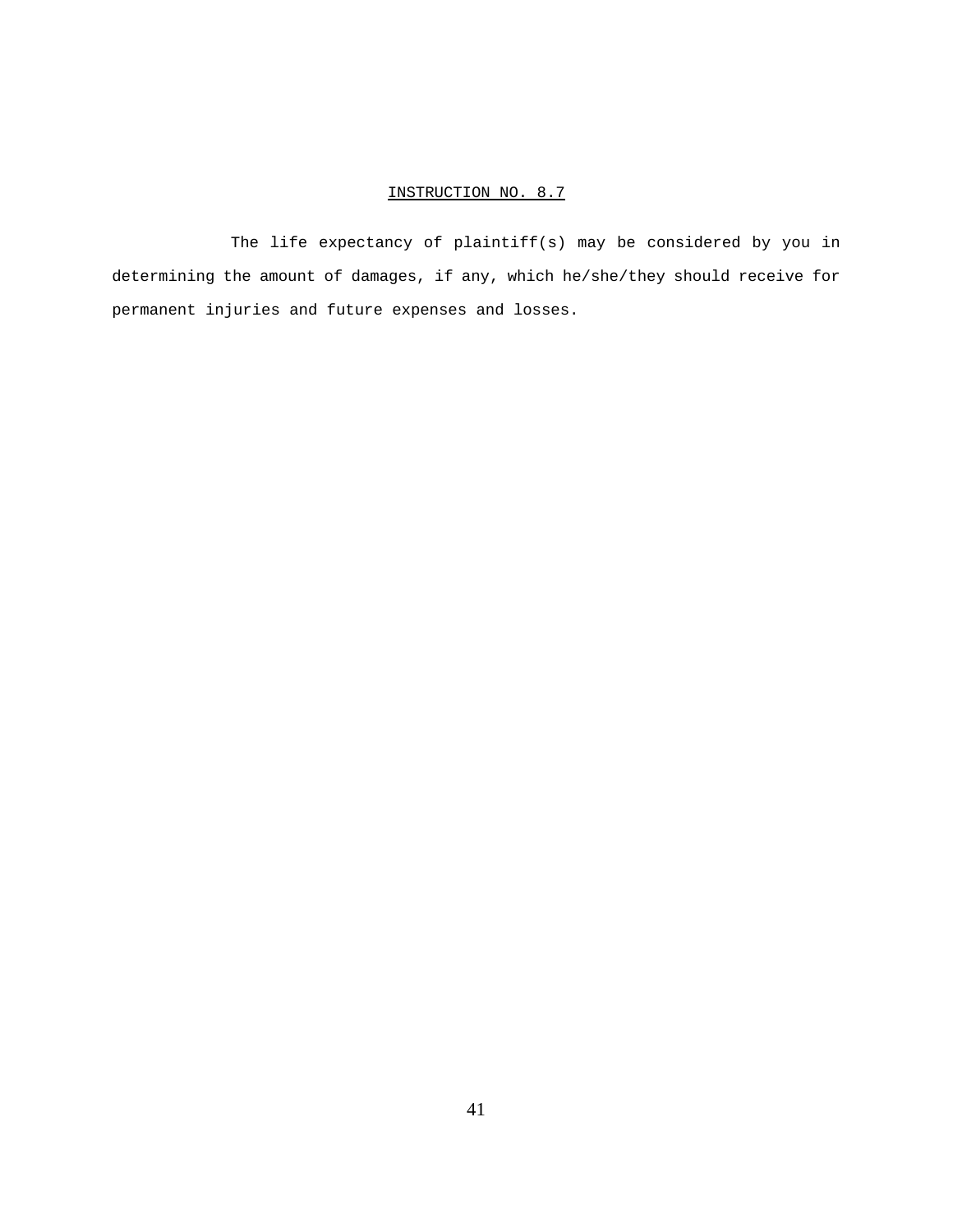## INSTRUCTION NO. 8.7

The life expectancy of plaintiff(s) may be considered by you in determining the amount of damages, if any, which he/she/they should receive for permanent injuries and future expenses and losses.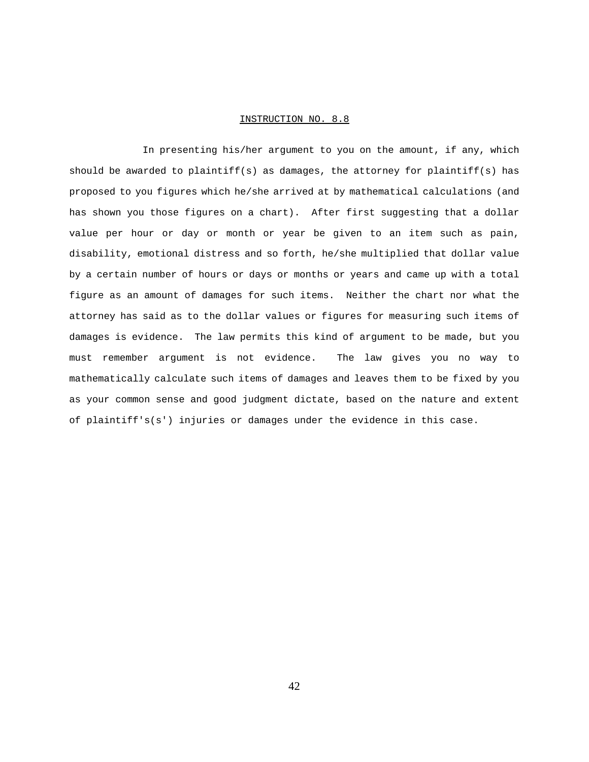INSTRUCTION NO. 8.8

In presenting his/her argument to you on the amount, if any, which should be awarded to plaintiff(s) as damages, the attorney for plaintiff(s) has proposed to you figures which he/she arrived at by mathematical calculations (and has shown you those figures on a chart). After first suggesting that a dollar value per hour or day or month or year be given to an item such as pain, disability, emotional distress and so forth, he/she multiplied that dollar value by a certain number of hours or days or months or years and came up with a total figure as an amount of damages for such items. Neither the chart nor what the attorney has said as to the dollar values or figures for measuring such items of damages is evidence. The law permits this kind of argument to be made, but you must remember argument is not evidence. The law gives you no way to mathematically calculate such items of damages and leaves them to be fixed by you as your common sense and good judgment dictate, based on the nature and extent of plaintiff's(s') injuries or damages under the evidence in this case.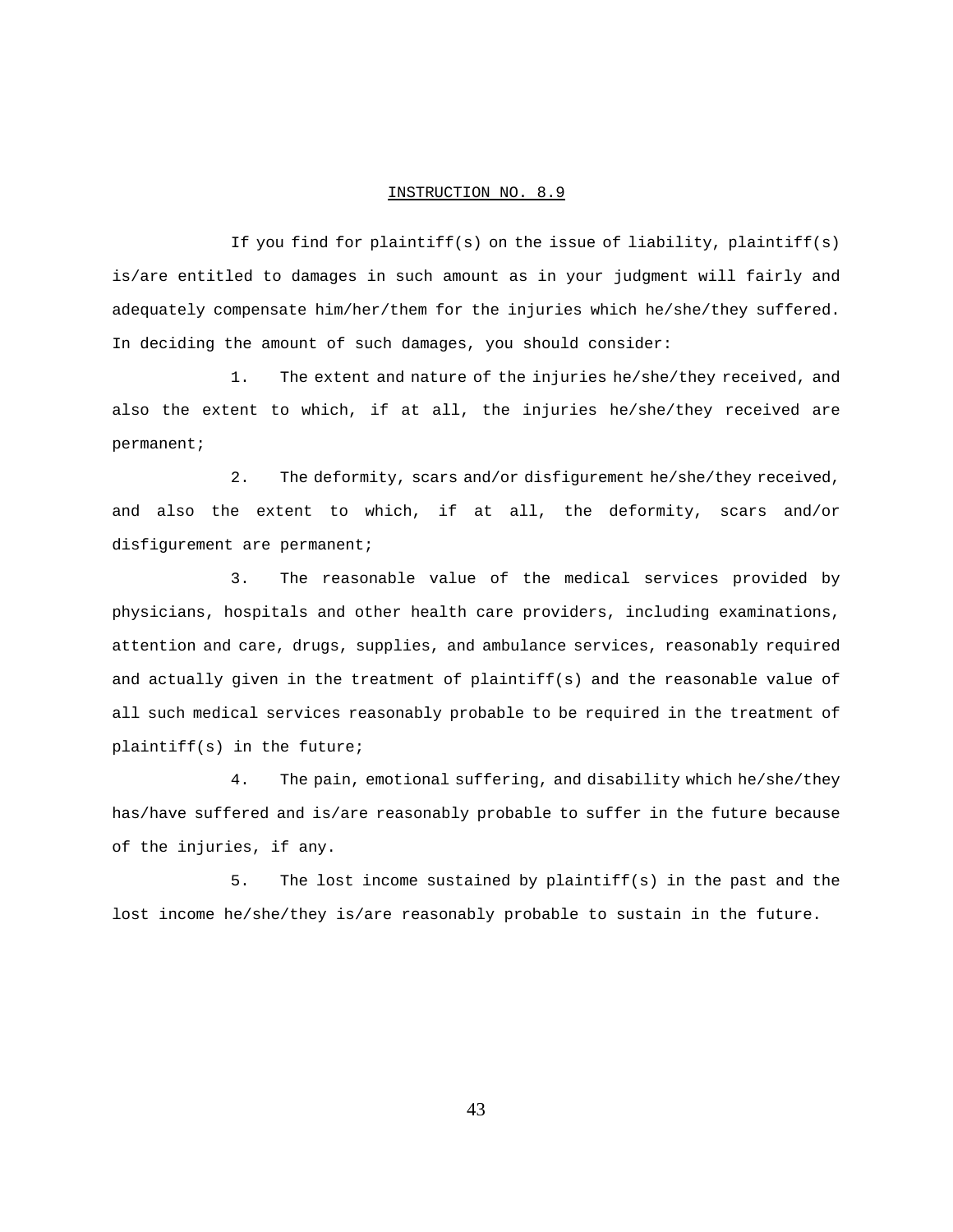## INSTRUCTION NO. 8.9

If you find for plaintiff(s) on the issue of liability, plaintiff(s) is/are entitled to damages in such amount as in your judgment will fairly and adequately compensate him/her/them for the injuries which he/she/they suffered. In deciding the amount of such damages, you should consider:

1. The extent and nature of the injuries he/she/they received, and also the extent to which, if at all, the injuries he/she/they received are permanent;

2. The deformity, scars and/or disfigurement he/she/they received, and also the extent to which, if at all, the deformity, scars and/or disfigurement are permanent;

3. The reasonable value of the medical services provided by physicians, hospitals and other health care providers, including examinations, attention and care, drugs, supplies, and ambulance services, reasonably required and actually given in the treatment of plaintiff(s) and the reasonable value of all such medical services reasonably probable to be required in the treatment of plaintiff(s) in the future;

4. The pain, emotional suffering, and disability which he/she/they has/have suffered and is/are reasonably probable to suffer in the future because of the injuries, if any.

5. The lost income sustained by plaintiff(s) in the past and the lost income he/she/they is/are reasonably probable to sustain in the future.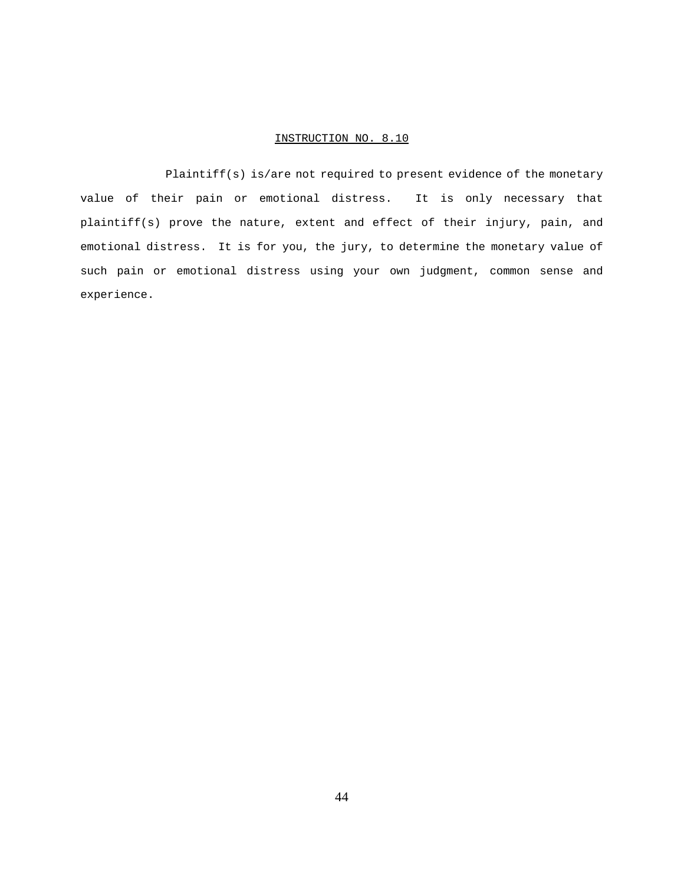## INSTRUCTION NO. 8.10

Plaintiff(s) is/are not required to present evidence of the monetary value of their pain or emotional distress. It is only necessary that plaintiff(s) prove the nature, extent and effect of their injury, pain, and emotional distress. It is for you, the jury, to determine the monetary value of such pain or emotional distress using your own judgment, common sense and experience.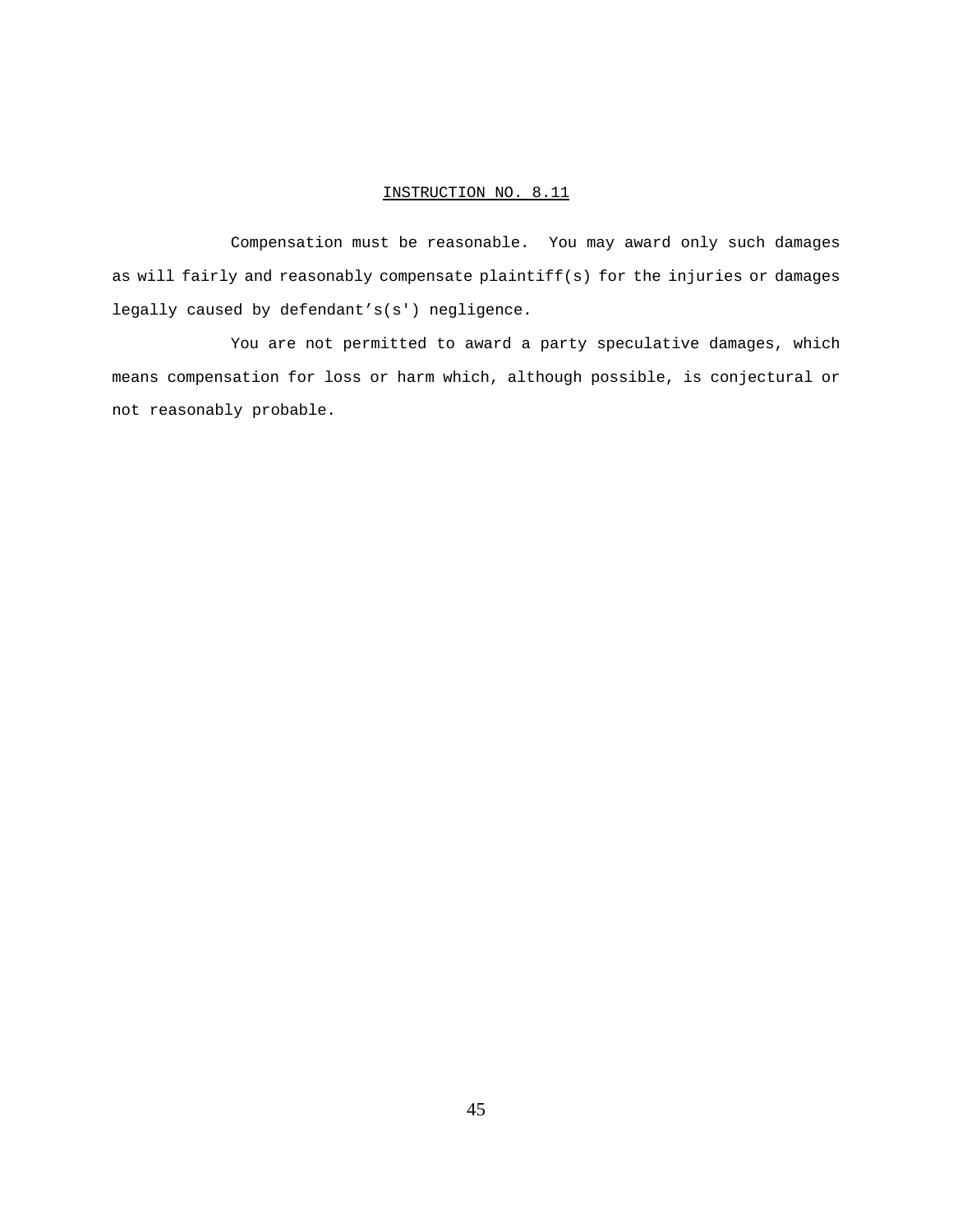INSTRUCTION NO. 8.11

Compensation must be reasonable. You may award only such damages as will fairly and reasonably compensate plaintiff(s) for the injuries or damages legally caused by defendant’s(s') negligence.

You are not permitted to award a party speculative damages, which means compensation for loss or harm which, although possible, is conjectural or not reasonably probable.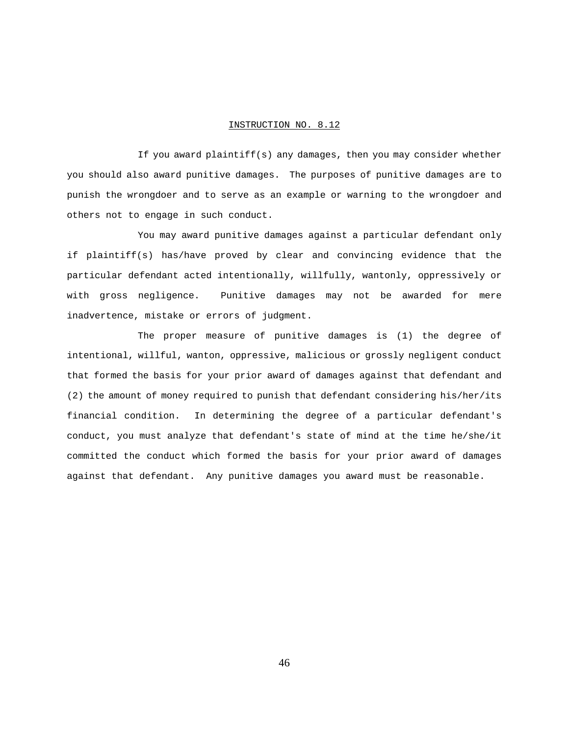## INSTRUCTION NO. 8.12

If you award plaintiff(s) any damages, then you may consider whether you should also award punitive damages. The purposes of punitive damages are to punish the wrongdoer and to serve as an example or warning to the wrongdoer and others not to engage in such conduct.

You may award punitive damages against a particular defendant only if plaintiff(s) has/have proved by clear and convincing evidence that the particular defendant acted intentionally, willfully, wantonly, oppressively or with gross negligence. Punitive damages may not be awarded for mere inadvertence, mistake or errors of judgment.

The proper measure of punitive damages is (1) the degree of intentional, willful, wanton, oppressive, malicious or grossly negligent conduct that formed the basis for your prior award of damages against that defendant and (2) the amount of money required to punish that defendant considering his/her/its financial condition. In determining the degree of a particular defendant's conduct, you must analyze that defendant's state of mind at the time he/she/it committed the conduct which formed the basis for your prior award of damages against that defendant. Any punitive damages you award must be reasonable.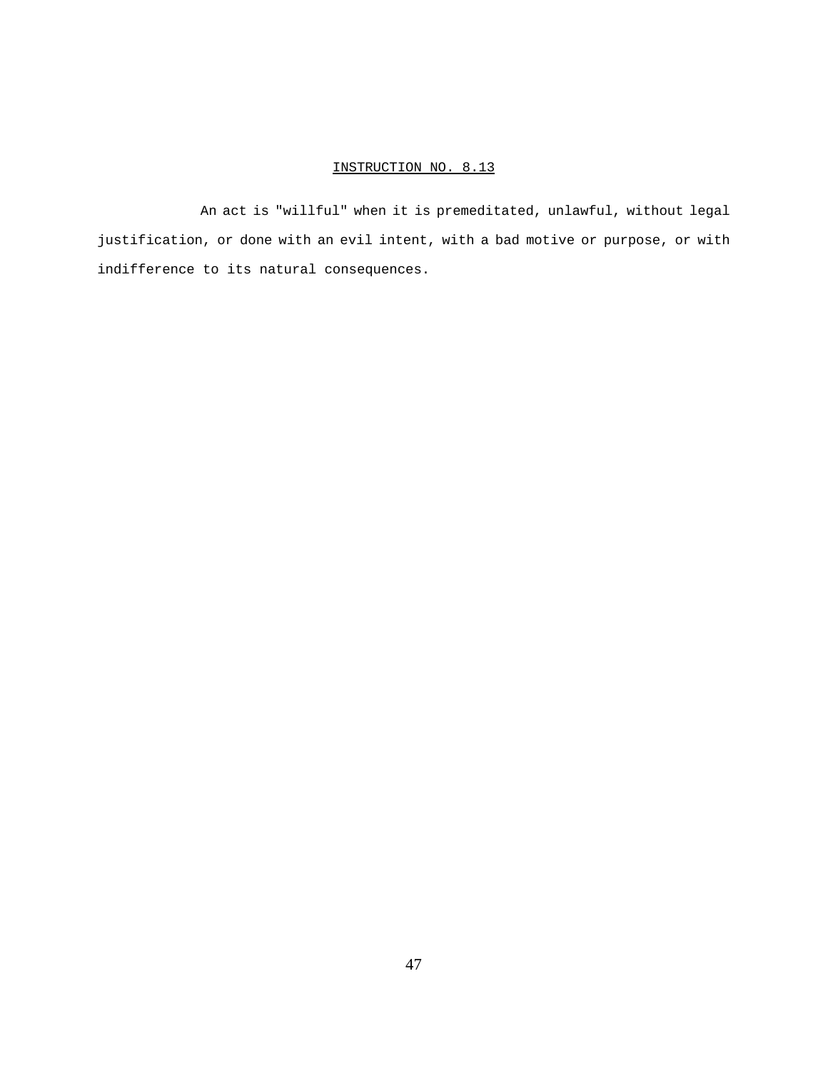<u>INSTRUCTION NO. 8.13</u>

An act is "willful" when it is premeditated, unlawful, without legal justification, or done with an evil intent, with a bad motive or purpose, or with indifference to its natural consequences.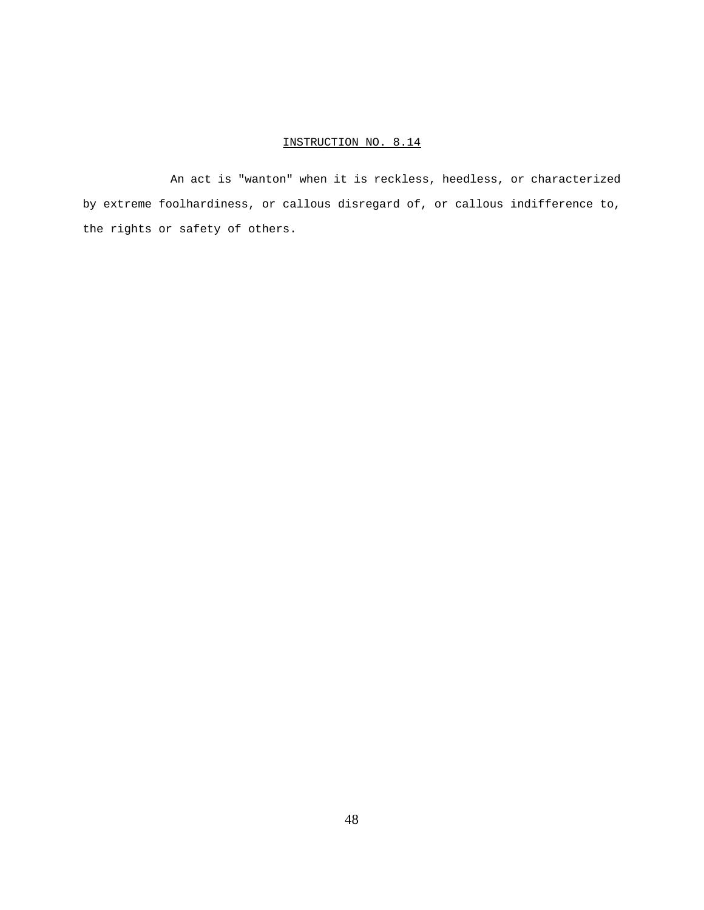## INSTRUCTION NO. 8.14

An act is "wanton" when it is reckless, heedless, or characterized by extreme foolhardiness, or callous disregard of, or callous indifference to, the rights or safety of others.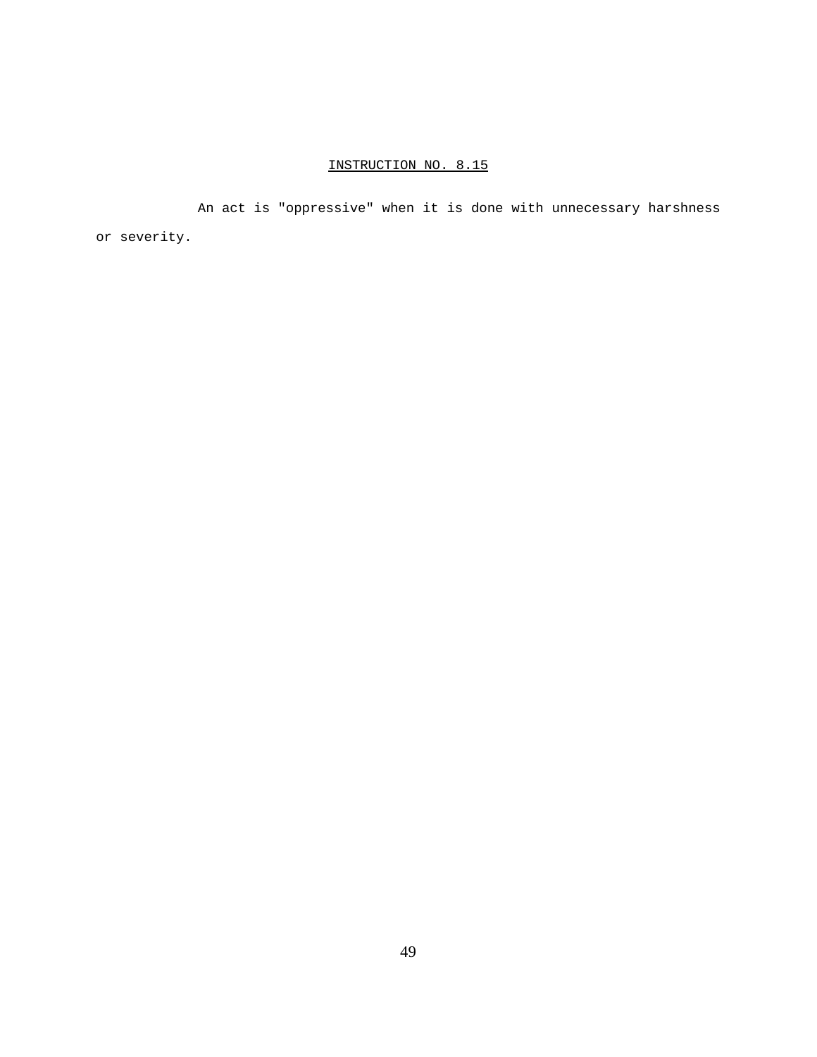## INSTRUCTION NO. 8.15

An act is "oppressive" when it is done with unnecessary harshness or severity.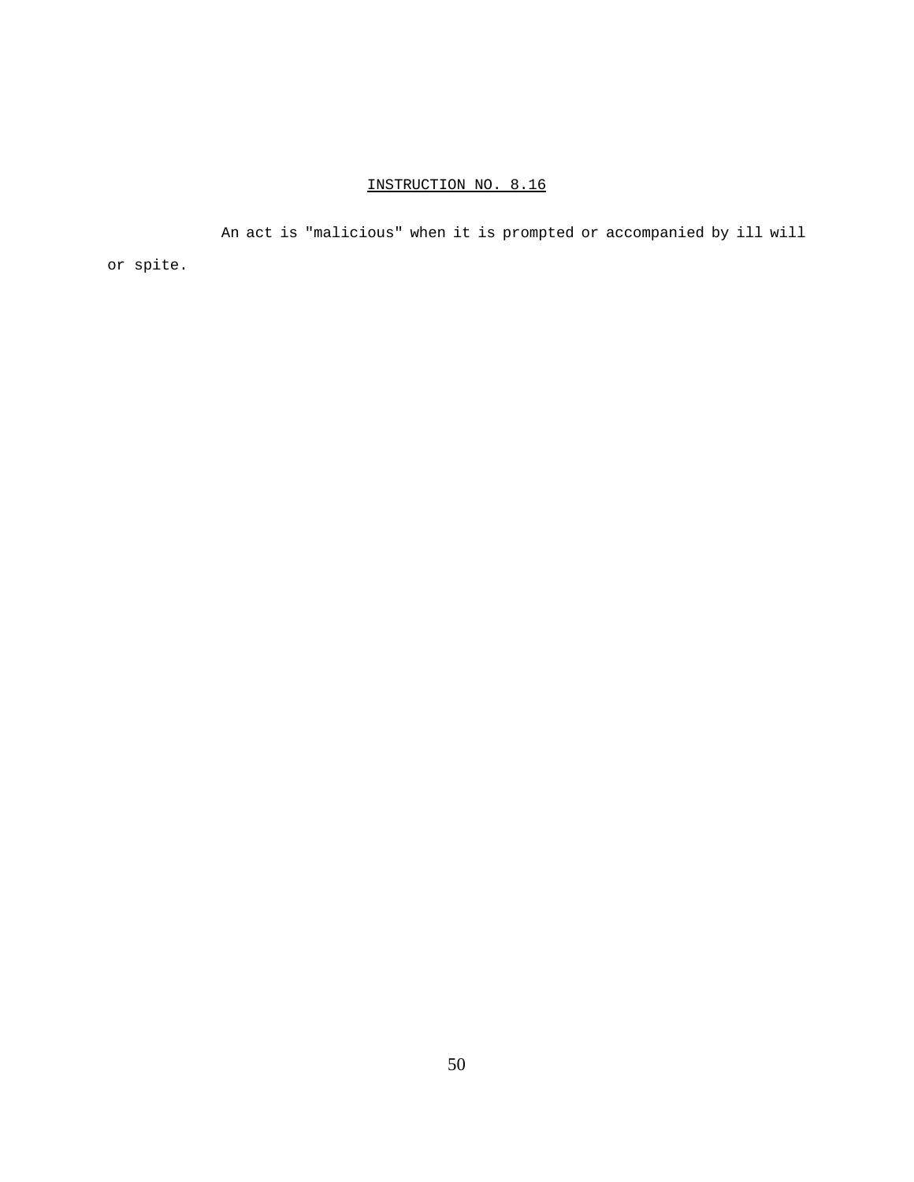INSTRUCTION NO. 8.16

An act is "malicious" when it is prompted or accompanied by ill will or spite.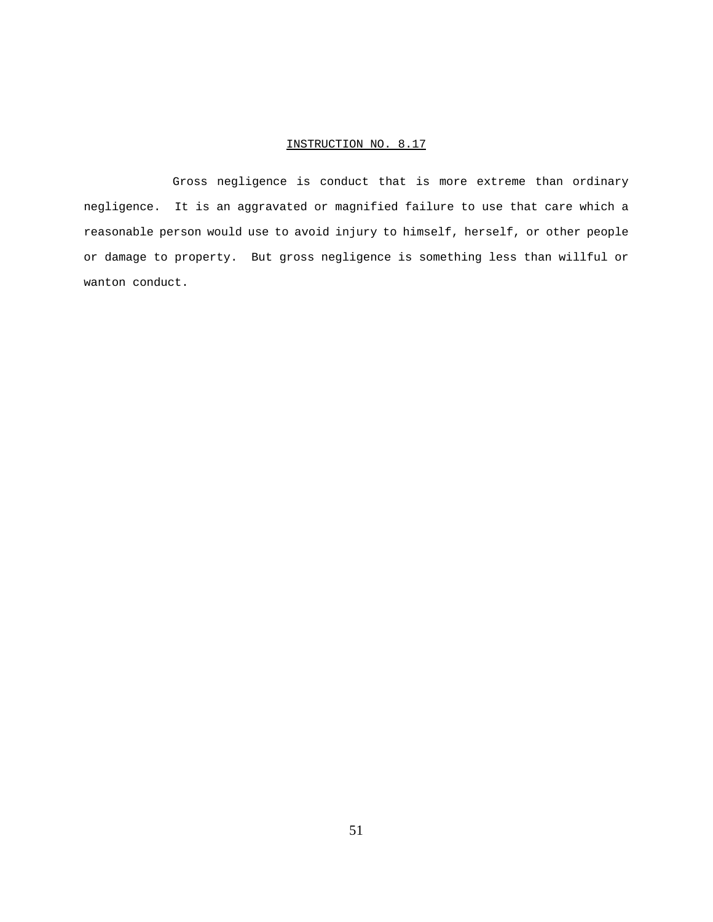<u>INSTRUCTION NO. 8.17</u>

Gross negligence is conduct that is more extreme than ordinary negligence. It is an aggravated or magnified failure to use that care which a reasonable person would use to avoid injury to himself, herself, or other people or damage to property. But gross negligence is something less than willful or wanton conduct.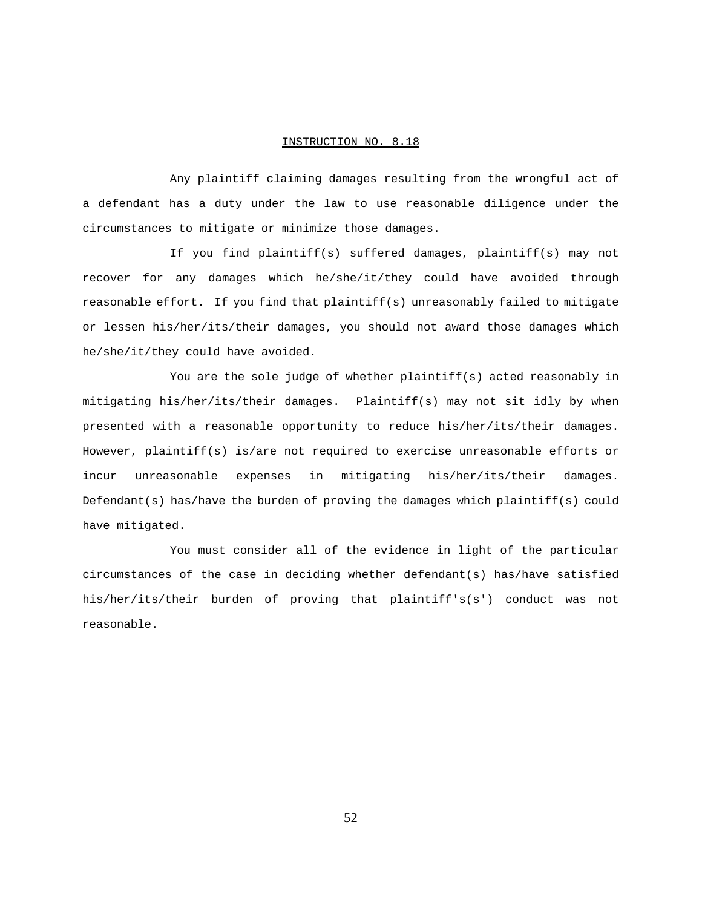## INSTRUCTION NO. 8.18

Any plaintiff claiming damages resulting from the wrongful act of a defendant has a duty under the law to use reasonable diligence under the circumstances to mitigate or minimize those damages.

If you find plaintiff(s) suffered damages, plaintiff(s) may not recover for any damages which he/she/it/they could have avoided through reasonable effort. If you find that plaintiff(s) unreasonably failed to mitigate or lessen his/her/its/their damages, you should not award those damages which he/she/it/they could have avoided.

You are the sole judge of whether plaintiff(s) acted reasonably in mitigating his/her/its/their damages. Plaintiff(s) may not sit idly by when presented with a reasonable opportunity to reduce his/her/its/their damages. However, plaintiff(s) is/are not required to exercise unreasonable efforts or incur unreasonable expenses in mitigating his/her/its/their damages. Defendant(s) has/have the burden of proving the damages which plaintiff(s) could have mitigated.

You must consider all of the evidence in light of the particular circumstances of the case in deciding whether defendant(s) has/have satisfied his/her/its/their burden of proving that plaintiff's(s') conduct was not reasonable.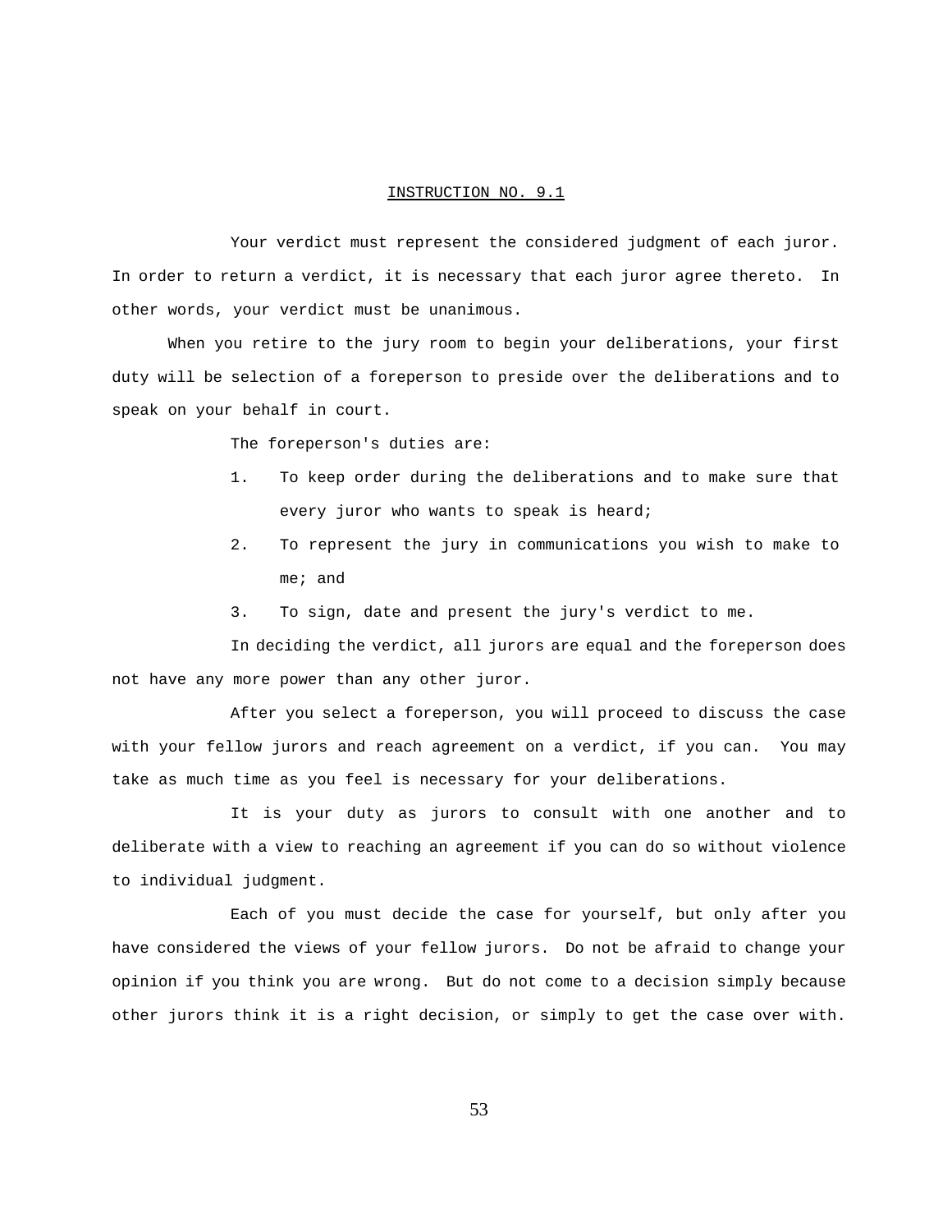INSTRUCTION NO. 9.1

Your verdict must represent the considered judgment of each juror. In order to return a verdict, it is necessary that each juror agree thereto. In other words, your verdict must be unanimous.

When you retire to the jury room to begin your deliberations, your first duty will be selection of a foreperson to preside over the deliberations and to speak on your behalf in court.

The foreperson's duties are:

1. To keep order during the deliberations and to make sure that every juror who wants to speak is heard;
2. To represent the jury in communications you wish to make to me; and
3. To sign, date and present the jury's verdict to me.

In deciding the verdict, all jurors are equal and the foreperson does not have any more power than any other juror.

After you select a foreperson, you will proceed to discuss the case with your fellow jurors and reach agreement on a verdict, if you can. You may take as much time as you feel is necessary for your deliberations.

It is your duty as jurors to consult with one another and to deliberate with a view to reaching an agreement if you can do so without violence to individual judgment.

Each of you must decide the case for yourself, but only after you have considered the views of your fellow jurors. Do not be afraid to change your opinion if you think you are wrong. But do not come to a decision simply because other jurors think it is a right decision, or simply to get the case over with.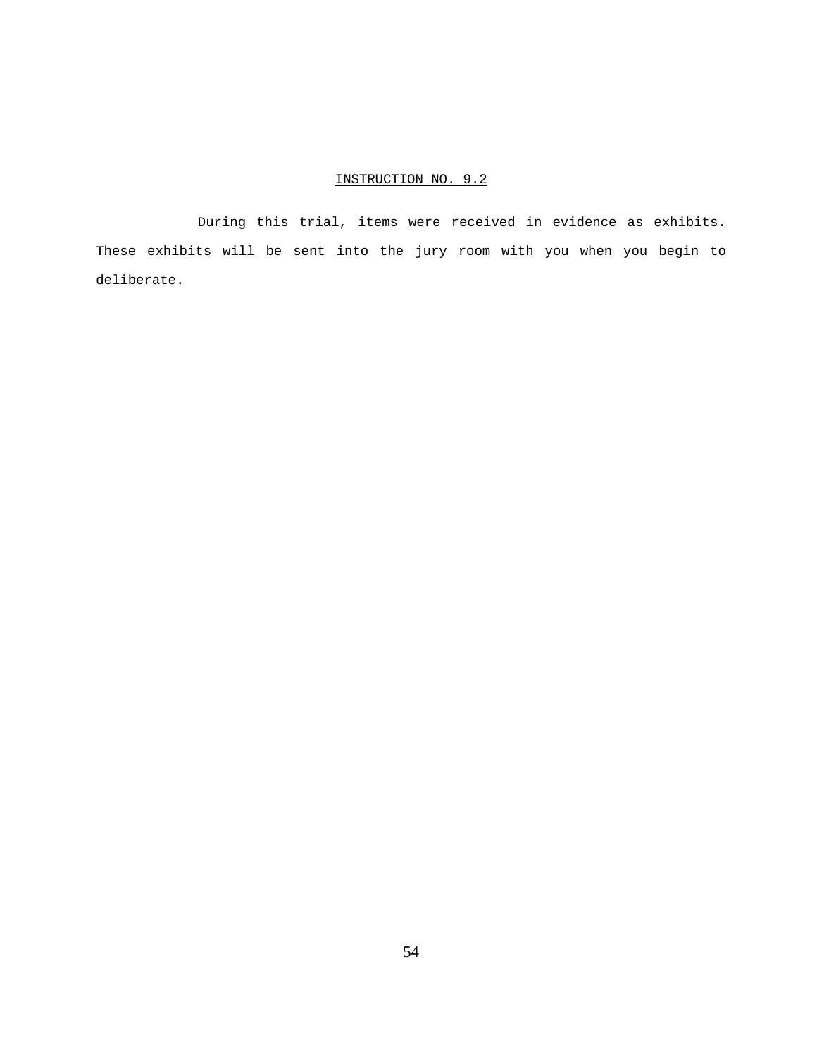INSTRUCTION NO. 9.2

During this trial, items were received in evidence as exhibits. These exhibits will be sent into the jury room with you when you begin to deliberate.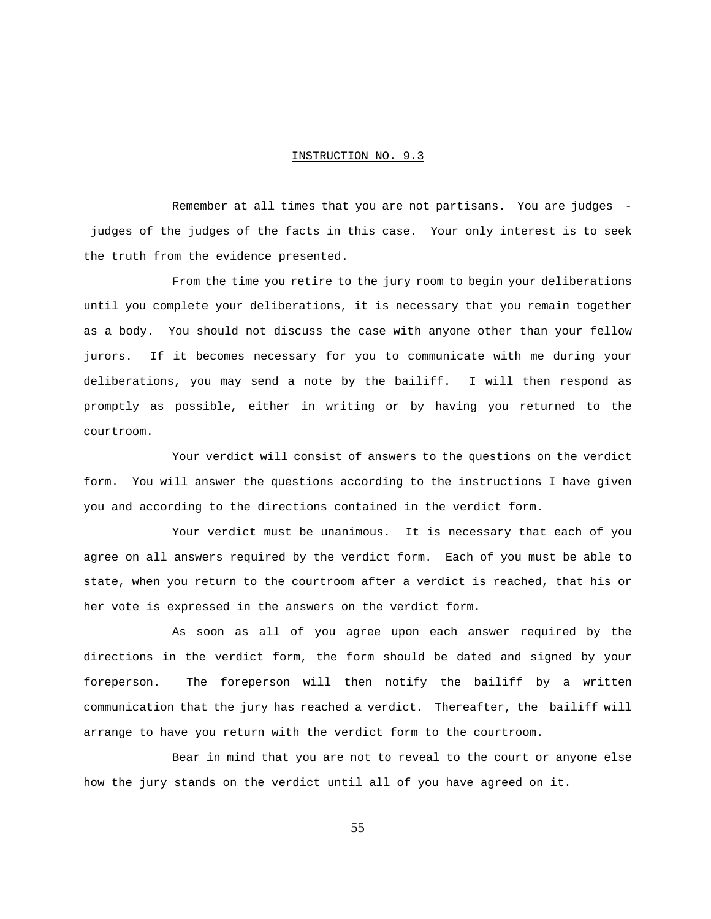INSTRUCTION NO. 9.3

Remember at all times that you are not partisans. You are judges - judges of the judges of the facts in this case. Your only interest is to seek the truth from the evidence presented.

From the time you retire to the jury room to begin your deliberations until you complete your deliberations, it is necessary that you remain together as a body. You should not discuss the case with anyone other than your fellow jurors. If it becomes necessary for you to communicate with me during your deliberations, you may send a note by the bailiff. I will then respond as promptly as possible, either in writing or by having you returned to the courtroom.

Your verdict will consist of answers to the questions on the verdict form. You will answer the questions according to the instructions I have given you and according to the directions contained in the verdict form.

Your verdict must be unanimous. It is necessary that each of you agree on all answers required by the verdict form. Each of you must be able to state, when you return to the courtroom after a verdict is reached, that his or her vote is expressed in the answers on the verdict form.

As soon as all of you agree upon each answer required by the directions in the verdict form, the form should be dated and signed by your foreperson. The foreperson will then notify the bailiff by a written communication that the jury has reached a verdict. Thereafter, the bailiff will arrange to have you return with the verdict form to the courtroom.

Bear in mind that you are not to reveal to the court or anyone else how the jury stands on the verdict until all of you have agreed on it.